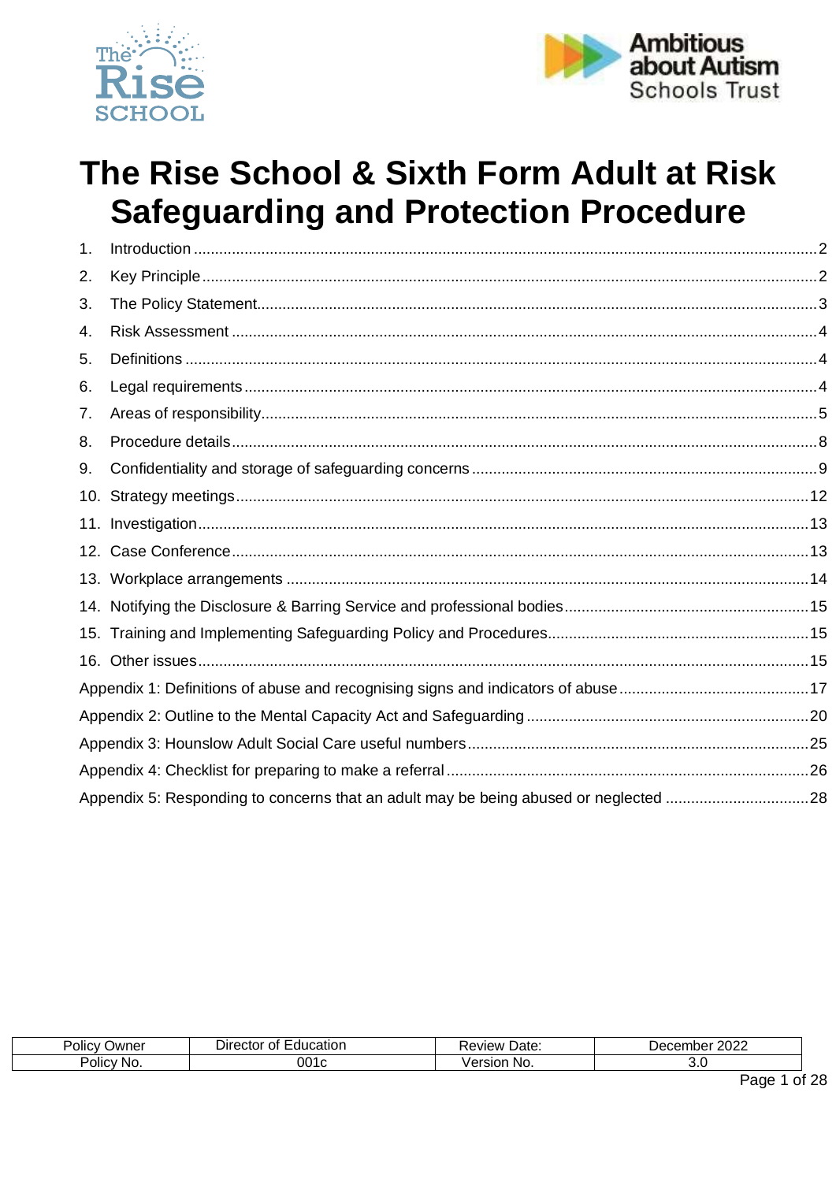# The Rise School & Sixth Form Adult at Risk Safeguarding and Protection Procedure

1. Introduction .......... 2
2. Key Principle .......... 2
3. The Policy Statement .......... 3
4. Risk Assessment .......... 4
5. Definitions .......... 4
6. Legal requirements .......... 4
7. Areas of responsibility .......... 5
8. Procedure details .......... 8
9. Confidentiality and storage of safeguarding concerns .......... 9
10. Strategy meetings .......... 12
11. Investigation .......... 13
12. Case Conference .......... 13
13. Workplace arrangements .......... 14
14. Notifying the Disclosure & Barring Service and professional bodies .......... 15
15. Training and Implementing Safeguarding Policy and Procedures .......... 15
16. Other issues .......... 15

Appendix 1: Definitions of abuse and recognising signs and indicators of abuse .......... 17

Appendix 2: Outline to the Mental Capacity Act and Safeguarding .......... 20

Appendix 3: Hounslow Adult Social Care useful numbers .......... 25

Appendix 4: Checklist for preparing to make a referral .......... 26

Appendix 5: Responding to concerns that an adult may be being abused or neglected .......... 28

| Policy Owner | Director of Education | Review Date: | December 2022 |
| --- | --- | --- | --- |
| Policy No. | 001c | Version No. | 3.0 |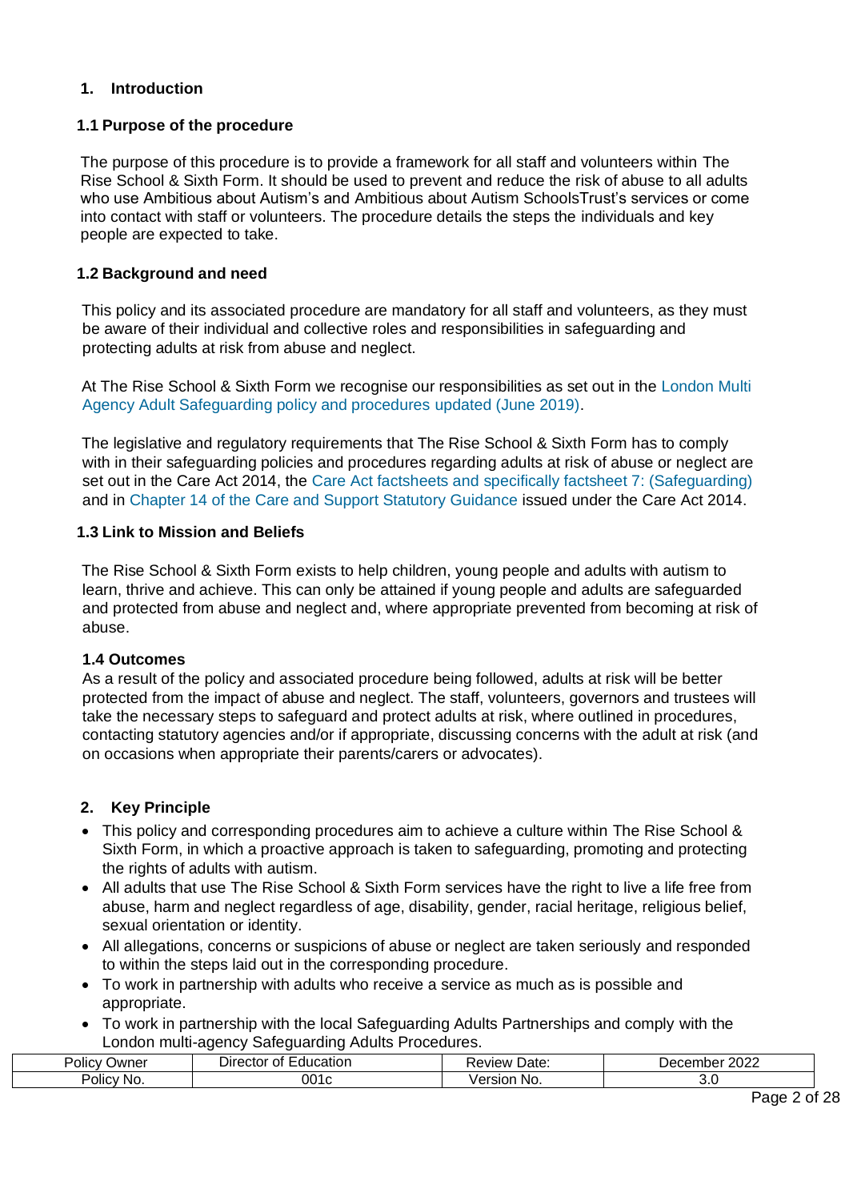## 1. Introduction

### 1.1 Purpose of the procedure

The purpose of this procedure is to provide a framework for all staff and volunteers within The Rise School & Sixth Form. It should be used to prevent and reduce the risk of abuse to all adults who use Ambitious about Autism's and Ambitious about Autism SchoolsTrust's services or come into contact with staff or volunteers. The procedure details the steps the individuals and key people are expected to take.

### 1.2 Background and need

This policy and its associated procedure are mandatory for all staff and volunteers, as they must be aware of their individual and collective roles and responsibilities in safeguarding and protecting adults at risk from abuse and neglect.

At The Rise School & Sixth Form we recognise our responsibilities as set out in the London Multi Agency Adult Safeguarding policy and procedures updated (June 2019).

The legislative and regulatory requirements that The Rise School & Sixth Form has to comply with in their safeguarding policies and procedures regarding adults at risk of abuse or neglect are set out in the Care Act 2014, the Care Act factsheets and specifically factsheet 7: (Safeguarding) and in Chapter 14 of the Care and Support Statutory Guidance issued under the Care Act 2014.

### 1.3 Link to Mission and Beliefs

The Rise School & Sixth Form exists to help children, young people and adults with autism to learn, thrive and achieve. This can only be attained if young people and adults are safeguarded and protected from abuse and neglect and, where appropriate prevented from becoming at risk of abuse.

### 1.4 Outcomes

As a result of the policy and associated procedure being followed, adults at risk will be better protected from the impact of abuse and neglect. The staff, volunteers, governors and trustees will take the necessary steps to safeguard and protect adults at risk, where outlined in procedures, contacting statutory agencies and/or if appropriate, discussing concerns with the adult at risk (and on occasions when appropriate their parents/carers or advocates).

## 2. Key Principle

- This policy and corresponding procedures aim to achieve a culture within The Rise School & Sixth Form, in which a proactive approach is taken to safeguarding, promoting and protecting the rights of adults with autism.
- All adults that use The Rise School & Sixth Form services have the right to live a life free from abuse, harm and neglect regardless of age, disability, gender, racial heritage, religious belief, sexual orientation or identity.
- All allegations, concerns or suspicions of abuse or neglect are taken seriously and responded to within the steps laid out in the corresponding procedure.
- To work in partnership with adults who receive a service as much as is possible and appropriate.
- To work in partnership with the local Safeguarding Adults Partnerships and comply with the London multi-agency Safeguarding Adults Procedures.

| Policy Owner | Director of Education | Review Date: | December 2022 |
|---|---|---|---|
| Policy No. | 001c | Version No. | 3.0 |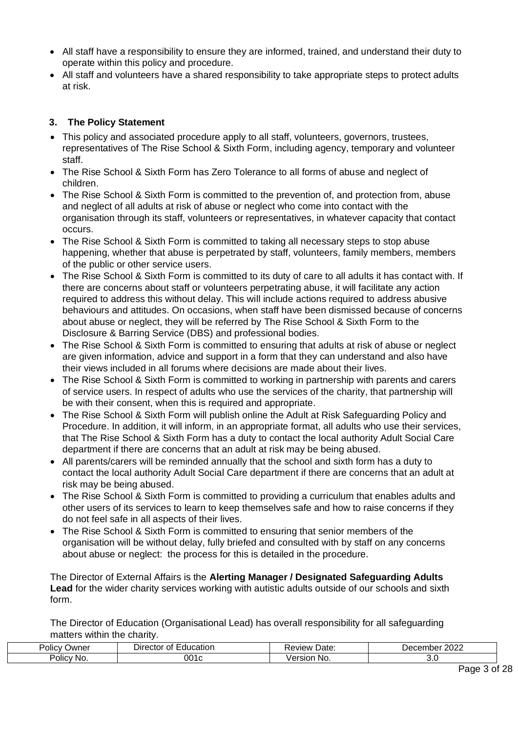- All staff have a responsibility to ensure they are informed, trained, and understand their duty to operate within this policy and procedure.
- All staff and volunteers have a shared responsibility to take appropriate steps to protect adults at risk.

### 3. The Policy Statement

- This policy and associated procedure apply to all staff, volunteers, governors, trustees, representatives of The Rise School & Sixth Form, including agency, temporary and volunteer staff.
- The Rise School & Sixth Form has Zero Tolerance to all forms of abuse and neglect of children.
- The Rise School & Sixth Form is committed to the prevention of, and protection from, abuse and neglect of all adults at risk of abuse or neglect who come into contact with the organisation through its staff, volunteers or representatives, in whatever capacity that contact occurs.
- The Rise School & Sixth Form is committed to taking all necessary steps to stop abuse happening, whether that abuse is perpetrated by staff, volunteers, family members, members of the public or other service users.
- The Rise School & Sixth Form is committed to its duty of care to all adults it has contact with. If there are concerns about staff or volunteers perpetrating abuse, it will facilitate any action required to address this without delay. This will include actions required to address abusive behaviours and attitudes. On occasions, when staff have been dismissed because of concerns about abuse or neglect, they will be referred by The Rise School & Sixth Form to the Disclosure & Barring Service (DBS) and professional bodies.
- The Rise School & Sixth Form is committed to ensuring that adults at risk of abuse or neglect are given information, advice and support in a form that they can understand and also have their views included in all forums where decisions are made about their lives.
- The Rise School & Sixth Form is committed to working in partnership with parents and carers of service users. In respect of adults who use the services of the charity, that partnership will be with their consent, when this is required and appropriate.
- The Rise School & Sixth Form will publish online the Adult at Risk Safeguarding Policy and Procedure. In addition, it will inform, in an appropriate format, all adults who use their services, that The Rise School & Sixth Form has a duty to contact the local authority Adult Social Care department if there are concerns that an adult at risk may be being abused.
- All parents/carers will be reminded annually that the school and sixth form has a duty to contact the local authority Adult Social Care department if there are concerns that an adult at risk may be being abused.
- The Rise School & Sixth Form is committed to providing a curriculum that enables adults and other users of its services to learn to keep themselves safe and how to raise concerns if they do not feel safe in all aspects of their lives.
- The Rise School & Sixth Form is committed to ensuring that senior members of the organisation will be without delay, fully briefed and consulted with by staff on any concerns about abuse or neglect: the process for this is detailed in the procedure.

The Director of External Affairs is the **Alerting Manager / Designated Safeguarding Adults Lead** for the wider charity services working with autistic adults outside of our schools and sixth form.

The Director of Education (Organisational Lead) has overall responsibility for all safeguarding matters within the charity.

| Policy Owner | Director of Education | Review Date: | December 2022 |
|---|---|---|---|
| Policy No. | 001c | Version No. | 3.0 |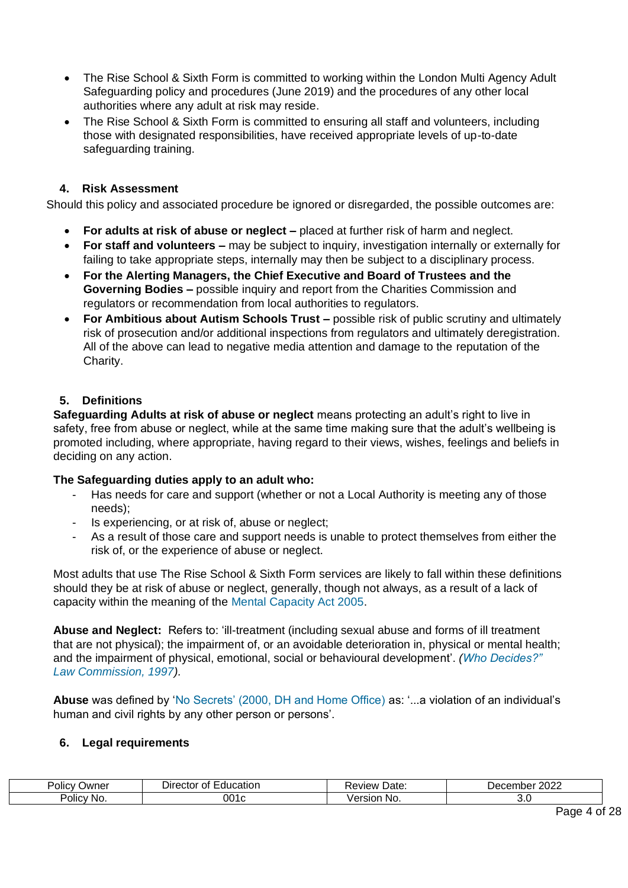- The Rise School & Sixth Form is committed to working within the London Multi Agency Adult Safeguarding policy and procedures (June 2019) and the procedures of any other local authorities where any adult at risk may reside.
- The Rise School & Sixth Form is committed to ensuring all staff and volunteers, including those with designated responsibilities, have received appropriate levels of up-to-date safeguarding training.

## 4. Risk Assessment

Should this policy and associated procedure be ignored or disregarded, the possible outcomes are:

- **For adults at risk of abuse or neglect –** placed at further risk of harm and neglect.
- **For staff and volunteers –** may be subject to inquiry, investigation internally or externally for failing to take appropriate steps, internally may then be subject to a disciplinary process.
- **For the Alerting Managers, the Chief Executive and Board of Trustees and the Governing Bodies –** possible inquiry and report from the Charities Commission and regulators or recommendation from local authorities to regulators.
- **For Ambitious about Autism Schools Trust –** possible risk of public scrutiny and ultimately risk of prosecution and/or additional inspections from regulators and ultimately deregistration. All of the above can lead to negative media attention and damage to the reputation of the Charity.

## 5. Definitions

**Safeguarding Adults at risk of abuse or neglect** means protecting an adult's right to live in safety, free from abuse or neglect, while at the same time making sure that the adult's wellbeing is promoted including, where appropriate, having regard to their views, wishes, feelings and beliefs in deciding on any action.

**The Safeguarding duties apply to an adult who:**

- Has needs for care and support (whether or not a Local Authority is meeting any of those needs);
- Is experiencing, or at risk of, abuse or neglect;
- As a result of those care and support needs is unable to protect themselves from either the risk of, or the experience of abuse or neglect.

Most adults that use The Rise School & Sixth Form services are likely to fall within these definitions should they be at risk of abuse or neglect, generally, though not always, as a result of a lack of capacity within the meaning of the Mental Capacity Act 2005.

**Abuse and Neglect:** Refers to: 'ill-treatment (including sexual abuse and forms of ill treatment that are not physical); the impairment of, or an avoidable deterioration in, physical or mental health; and the impairment of physical, emotional, social or behavioural development'. *(Who Decides?" Law Commission, 1997).*

**Abuse** was defined by 'No Secrets' (2000, DH and Home Office) as: '...a violation of an individual's human and civil rights by any other person or persons'.

## 6. Legal requirements

| Policy Owner | Director of Education | Review Date: | December 2022 |
| --- | --- | --- | --- |
| Policy No. | 001c | Version No. | 3.0 |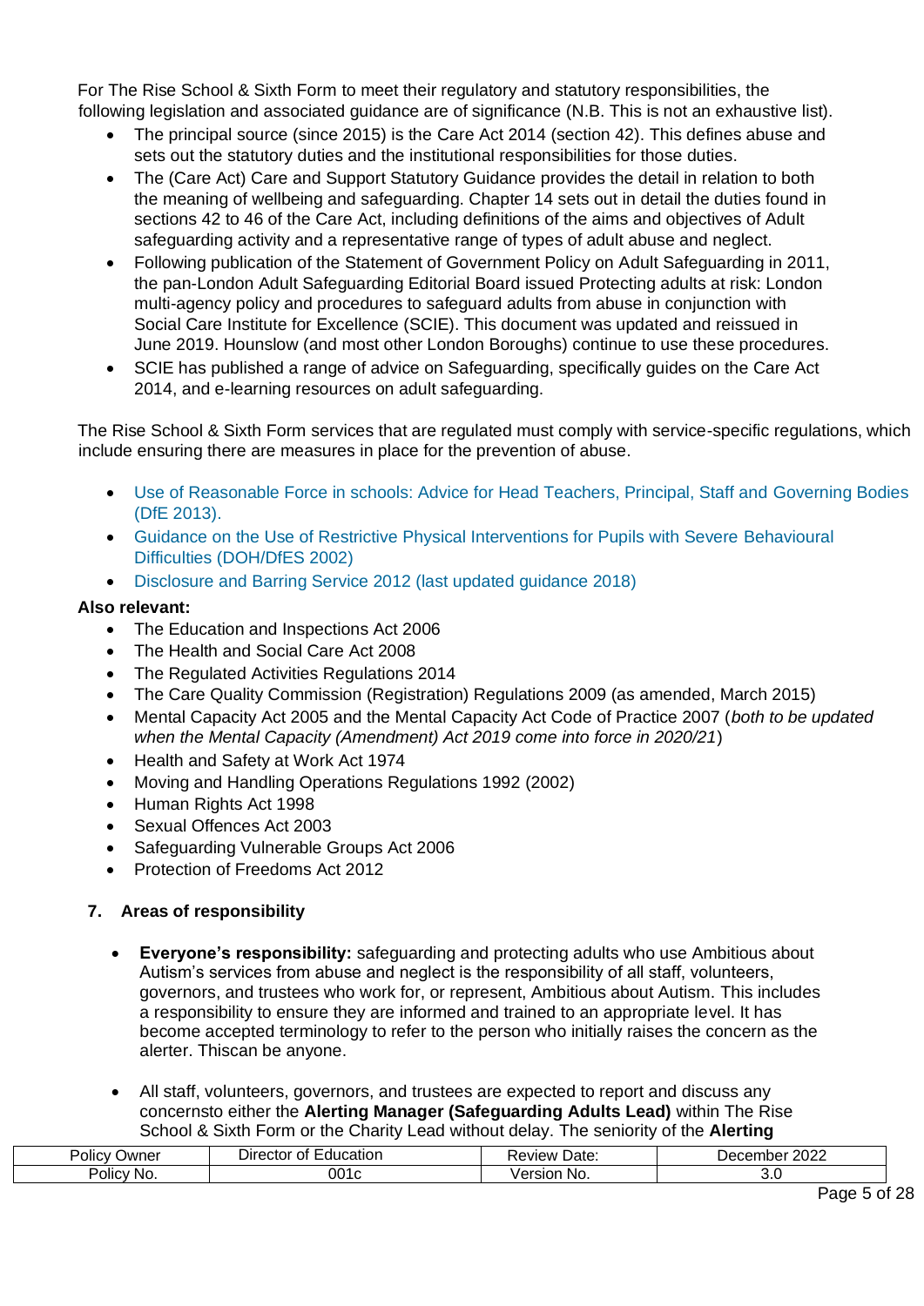For The Rise School & Sixth Form to meet their regulatory and statutory responsibilities, the following legislation and associated guidance are of significance (N.B. This is not an exhaustive list).

- The principal source (since 2015) is the Care Act 2014 (section 42). This defines abuse and sets out the statutory duties and the institutional responsibilities for those duties.
- The (Care Act) Care and Support Statutory Guidance provides the detail in relation to both the meaning of wellbeing and safeguarding. Chapter 14 sets out in detail the duties found in sections 42 to 46 of the Care Act, including definitions of the aims and objectives of Adult safeguarding activity and a representative range of types of adult abuse and neglect.
- Following publication of the Statement of Government Policy on Adult Safeguarding in 2011, the pan-London Adult Safeguarding Editorial Board issued Protecting adults at risk: London multi-agency policy and procedures to safeguard adults from abuse in conjunction with Social Care Institute for Excellence (SCIE). This document was updated and reissued in June 2019. Hounslow (and most other London Boroughs) continue to use these procedures.
- SCIE has published a range of advice on Safeguarding, specifically guides on the Care Act 2014, and e-learning resources on adult safeguarding.

The Rise School & Sixth Form services that are regulated must comply with service-specific regulations, which include ensuring there are measures in place for the prevention of abuse.

- Use of Reasonable Force in schools: Advice for Head Teachers, Principal, Staff and Governing Bodies (DfE 2013).
- Guidance on the Use of Restrictive Physical Interventions for Pupils with Severe Behavioural Difficulties (DOH/DfES 2002)
- Disclosure and Barring Service 2012 (last updated guidance 2018)

**Also relevant:**

- The Education and Inspections Act 2006
- The Health and Social Care Act 2008
- The Regulated Activities Regulations 2014
- The Care Quality Commission (Registration) Regulations 2009 (as amended, March 2015)
- Mental Capacity Act 2005 and the Mental Capacity Act Code of Practice 2007 (*both to be updated when the Mental Capacity (Amendment) Act 2019 come into force in 2020/21*)
- Health and Safety at Work Act 1974
- Moving and Handling Operations Regulations 1992 (2002)
- Human Rights Act 1998
- Sexual Offences Act 2003
- Safeguarding Vulnerable Groups Act 2006
- Protection of Freedoms Act 2012

## 7. Areas of responsibility

- **Everyone's responsibility:** safeguarding and protecting adults who use Ambitious about Autism's services from abuse and neglect is the responsibility of all staff, volunteers, governors, and trustees who work for, or represent, Ambitious about Autism. This includes a responsibility to ensure they are informed and trained to an appropriate level. It has become accepted terminology to refer to the person who initially raises the concern as the alerter. Thiscan be anyone.

- All staff, volunteers, governors, and trustees are expected to report and discuss any concernsto either the **Alerting Manager (Safeguarding Adults Lead)** within The Rise School & Sixth Form or the Charity Lead without delay. The seniority of the **Alerting**

| Policy Owner | Director of Education | Review Date: | December 2022 |
|---|---|---|---|
| Policy No. | 001c | Version No. | 3.0 |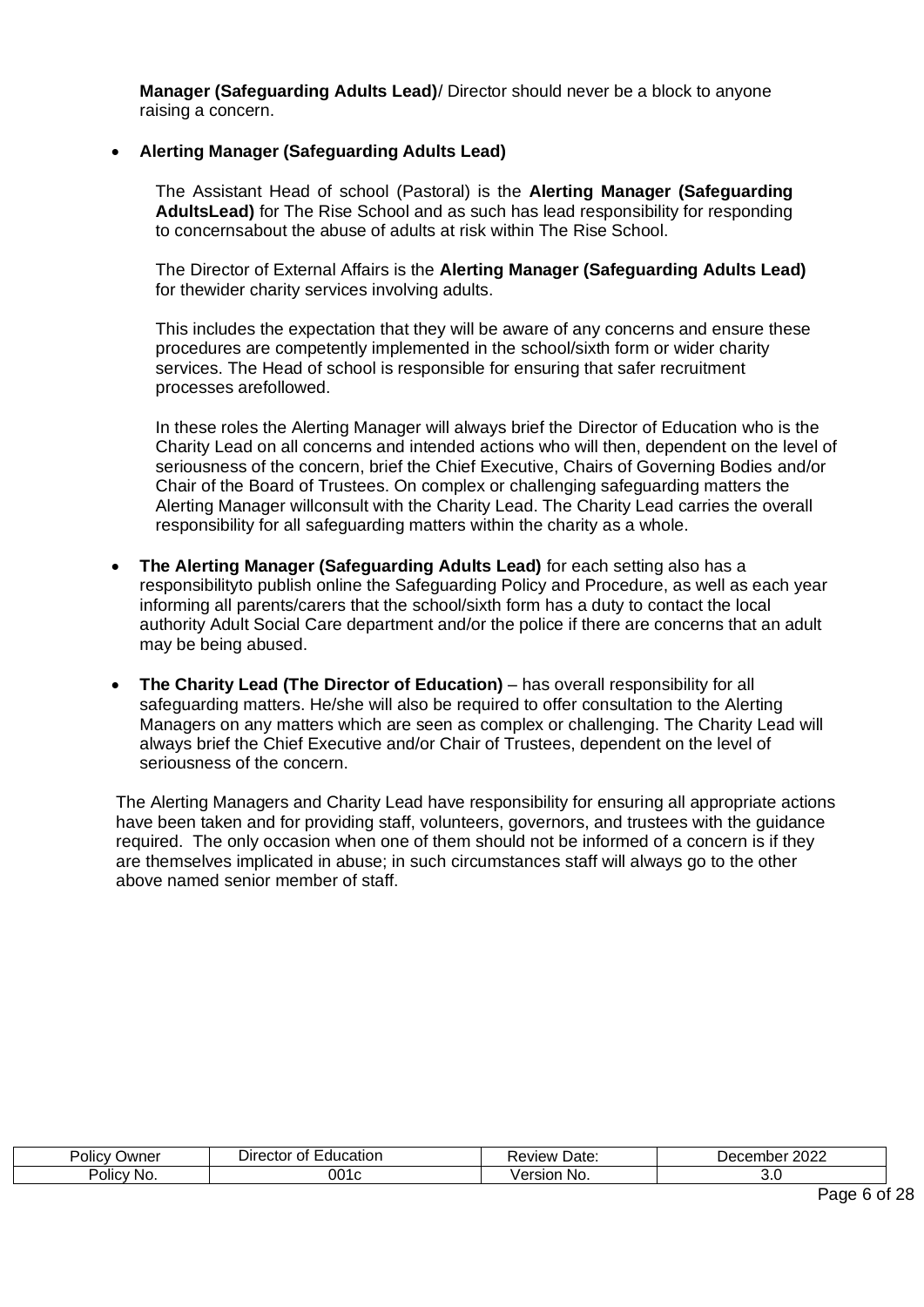**Manager (Safeguarding Adults Lead)**/ Director should never be a block to anyone raising a concern.

- **Alerting Manager (Safeguarding Adults Lead)**

  The Assistant Head of school (Pastoral) is the **Alerting Manager (Safeguarding AdultsLead)** for The Rise School and as such has lead responsibility for responding to concernsabout the abuse of adults at risk within The Rise School.

  The Director of External Affairs is the **Alerting Manager (Safeguarding Adults Lead)** for thewider charity services involving adults.

  This includes the expectation that they will be aware of any concerns and ensure these procedures are competently implemented in the school/sixth form or wider charity services. The Head of school is responsible for ensuring that safer recruitment processes arefollowed.

  In these roles the Alerting Manager will always brief the Director of Education who is the Charity Lead on all concerns and intended actions who will then, dependent on the level of seriousness of the concern, brief the Chief Executive, Chairs of Governing Bodies and/or Chair of the Board of Trustees. On complex or challenging safeguarding matters the Alerting Manager willconsult with the Charity Lead. The Charity Lead carries the overall responsibility for all safeguarding matters within the charity as a whole.

- **The Alerting Manager (Safeguarding Adults Lead)** for each setting also has a responsibilityto publish online the Safeguarding Policy and Procedure, as well as each year informing all parents/carers that the school/sixth form has a duty to contact the local authority Adult Social Care department and/or the police if there are concerns that an adult may be being abused.

- **The Charity Lead (The Director of Education)** – has overall responsibility for all safeguarding matters. He/she will also be required to offer consultation to the Alerting Managers on any matters which are seen as complex or challenging. The Charity Lead will always brief the Chief Executive and/or Chair of Trustees, dependent on the level of seriousness of the concern.

The Alerting Managers and Charity Lead have responsibility for ensuring all appropriate actions have been taken and for providing staff, volunteers, governors, and trustees with the guidance required. The only occasion when one of them should not be informed of a concern is if they are themselves implicated in abuse; in such circumstances staff will always go to the other above named senior member of staff.

| Policy Owner | Director of Education | Review Date: | December 2022 |
| --- | --- | --- | --- |
| Policy No. | 001c | Version No. | 3.0 |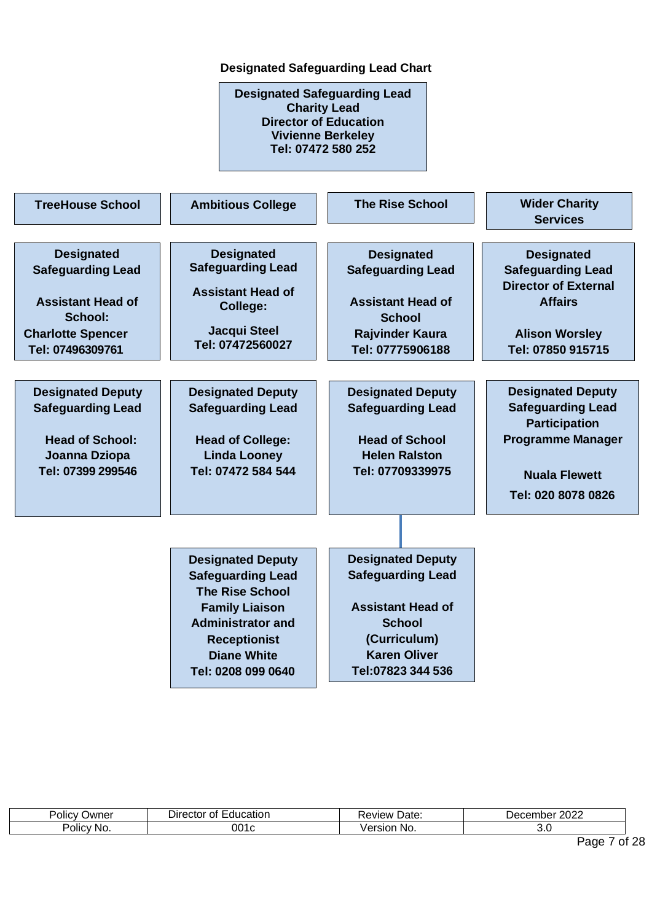## Designated Safeguarding Lead Chart

**Designated Safeguarding Lead**
**Charity Lead**
**Director of Education**
**Vivienne Berkeley**
**Tel: 07472 580 252**

| TreeHouse School | Ambitious College | The Rise School | Wider Charity Services |
|---|---|---|---|
| **Designated Safeguarding Lead**<br><br>**Assistant Head of School:**<br>**Charlotte Spencer**<br>**Tel: 07496309761** | **Designated Safeguarding Lead**<br><br>**Assistant Head of College:**<br><br>**Jacqui Steel**<br>**Tel: 07472560027** | **Designated Safeguarding Lead**<br><br>**Assistant Head of School**<br>**Rajvinder Kaura**<br>**Tel: 07775906188** | **Designated Safeguarding Lead**<br>**Director of External Affairs**<br><br>**Alison Worsley**<br>**Tel: 07850 915715** |
| **Designated Deputy Safeguarding Lead**<br><br>**Head of School:**<br>**Joanna Dziopa**<br>**Tel: 07399 299546** | **Designated Deputy Safeguarding Lead**<br><br>**Head of College:**<br>**Linda Looney**<br>**Tel: 07472 584 544** | **Designated Deputy Safeguarding Lead**<br><br>**Head of School**<br>**Helen Ralston**<br>**Tel: 07709339975** | **Designated Deputy Safeguarding Lead**<br>**Participation Programme Manager**<br><br>**Nuala Flewett**<br>**Tel: 020 8078 0826** |
| | **Designated Deputy Safeguarding Lead**<br>**The Rise School**<br>**Family Liaison Administrator and Receptionist**<br>**Diane White**<br>**Tel: 0208 099 0640** | **Designated Deputy Safeguarding Lead**<br><br>**Assistant Head of School (Curriculum)**<br>**Karen Oliver**<br>**Tel:07823 344 536** | |

| Policy Owner | Director of Education | Review Date: | December 2022 |
|---|---|---|---|
| Policy No. | 001c | Version No. | 3.0 |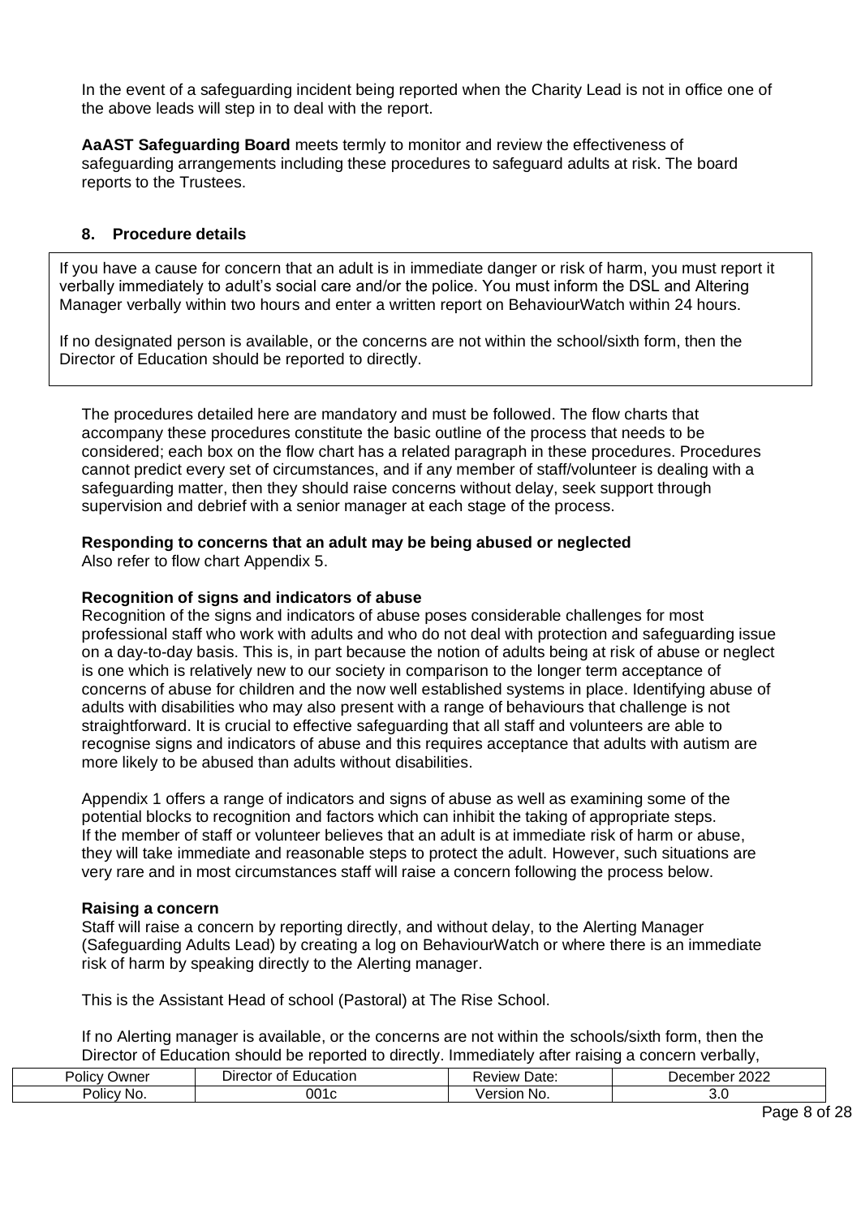In the event of a safeguarding incident being reported when the Charity Lead is not in office one of the above leads will step in to deal with the report.

**AaAST Safeguarding Board** meets termly to monitor and review the effectiveness of safeguarding arrangements including these procedures to safeguard adults at risk. The board reports to the Trustees.

## 8. Procedure details

If you have a cause for concern that an adult is in immediate danger or risk of harm, you must report it verbally immediately to adult's social care and/or the police. You must inform the DSL and Altering Manager verbally within two hours and enter a written report on BehaviourWatch within 24 hours.

If no designated person is available, or the concerns are not within the school/sixth form, then the Director of Education should be reported to directly.

The procedures detailed here are mandatory and must be followed. The flow charts that accompany these procedures constitute the basic outline of the process that needs to be considered; each box on the flow chart has a related paragraph in these procedures. Procedures cannot predict every set of circumstances, and if any member of staff/volunteer is dealing with a safeguarding matter, then they should raise concerns without delay, seek support through supervision and debrief with a senior manager at each stage of the process.

**Responding to concerns that an adult may be being abused or neglected**
Also refer to flow chart Appendix 5.

**Recognition of signs and indicators of abuse**
Recognition of the signs and indicators of abuse poses considerable challenges for most professional staff who work with adults and who do not deal with protection and safeguarding issue on a day-to-day basis. This is, in part because the notion of adults being at risk of abuse or neglect is one which is relatively new to our society in comparison to the longer term acceptance of concerns of abuse for children and the now well established systems in place. Identifying abuse of adults with disabilities who may also present with a range of behaviours that challenge is not straightforward. It is crucial to effective safeguarding that all staff and volunteers are able to recognise signs and indicators of abuse and this requires acceptance that adults with autism are more likely to be abused than adults without disabilities.

Appendix 1 offers a range of indicators and signs of abuse as well as examining some of the potential blocks to recognition and factors which can inhibit the taking of appropriate steps. If the member of staff or volunteer believes that an adult is at immediate risk of harm or abuse, they will take immediate and reasonable steps to protect the adult. However, such situations are very rare and in most circumstances staff will raise a concern following the process below.

**Raising a concern**
Staff will raise a concern by reporting directly, and without delay, to the Alerting Manager (Safeguarding Adults Lead) by creating a log on BehaviourWatch or where there is an immediate risk of harm by speaking directly to the Alerting manager.

This is the Assistant Head of school (Pastoral) at The Rise School.

If no Alerting manager is available, or the concerns are not within the schools/sixth form, then the Director of Education should be reported to directly. Immediately after raising a concern verbally,

| Policy Owner | Director of Education | Review Date: | December 2022 |
|---|---|---|---|
| Policy No. | 001c | Version No. | 3.0 |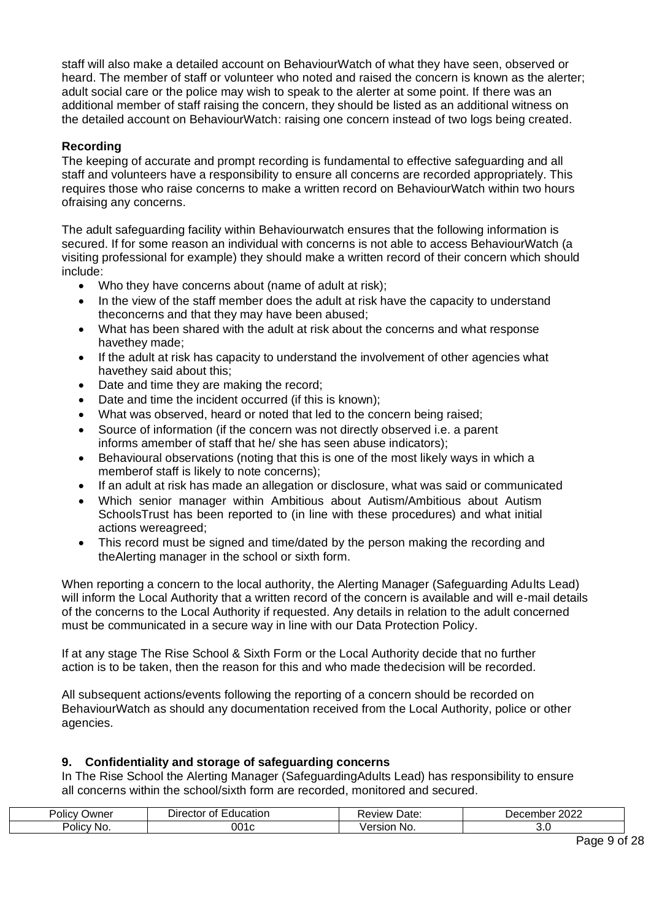staff will also make a detailed account on BehaviourWatch of what they have seen, observed or heard. The member of staff or volunteer who noted and raised the concern is known as the alerter; adult social care or the police may wish to speak to the alerter at some point. If there was an additional member of staff raising the concern, they should be listed as an additional witness on the detailed account on BehaviourWatch: raising one concern instead of two logs being created.

**Recording**

The keeping of accurate and prompt recording is fundamental to effective safeguarding and all staff and volunteers have a responsibility to ensure all concerns are recorded appropriately. This requires those who raise concerns to make a written record on BehaviourWatch within two hours ofraising any concerns.

The adult safeguarding facility within Behaviourwatch ensures that the following information is secured. If for some reason an individual with concerns is not able to access BehaviourWatch (a visiting professional for example) they should make a written record of their concern which should include:

- Who they have concerns about (name of adult at risk);
- In the view of the staff member does the adult at risk have the capacity to understand theconcerns and that they may have been abused;
- What has been shared with the adult at risk about the concerns and what response havethey made;
- If the adult at risk has capacity to understand the involvement of other agencies what havethey said about this;
- Date and time they are making the record;
- Date and time the incident occurred (if this is known);
- What was observed, heard or noted that led to the concern being raised;
- Source of information (if the concern was not directly observed i.e. a parent informs amember of staff that he/ she has seen abuse indicators);
- Behavioural observations (noting that this is one of the most likely ways in which a memberof staff is likely to note concerns);
- If an adult at risk has made an allegation or disclosure, what was said or communicated
- Which senior manager within Ambitious about Autism/Ambitious about Autism SchoolsTrust has been reported to (in line with these procedures) and what initial actions wereagreed;
- This record must be signed and time/dated by the person making the recording and theAlerting manager in the school or sixth form.

When reporting a concern to the local authority, the Alerting Manager (Safeguarding Adults Lead) will inform the Local Authority that a written record of the concern is available and will e-mail details of the concerns to the Local Authority if requested. Any details in relation to the adult concerned must be communicated in a secure way in line with our Data Protection Policy.

If at any stage The Rise School & Sixth Form or the Local Authority decide that no further action is to be taken, then the reason for this and who made thedecision will be recorded.

All subsequent actions/events following the reporting of a concern should be recorded on BehaviourWatch as should any documentation received from the Local Authority, police or other agencies.

**9. Confidentiality and storage of safeguarding concerns**

In The Rise School the Alerting Manager (SafeguardingAdults Lead) has responsibility to ensure all concerns within the school/sixth form are recorded, monitored and secured.

| Policy Owner | Director of Education | Review Date: | December 2022 |
|---|---|---|---|
| Policy No. | 001c | Version No. | 3.0 |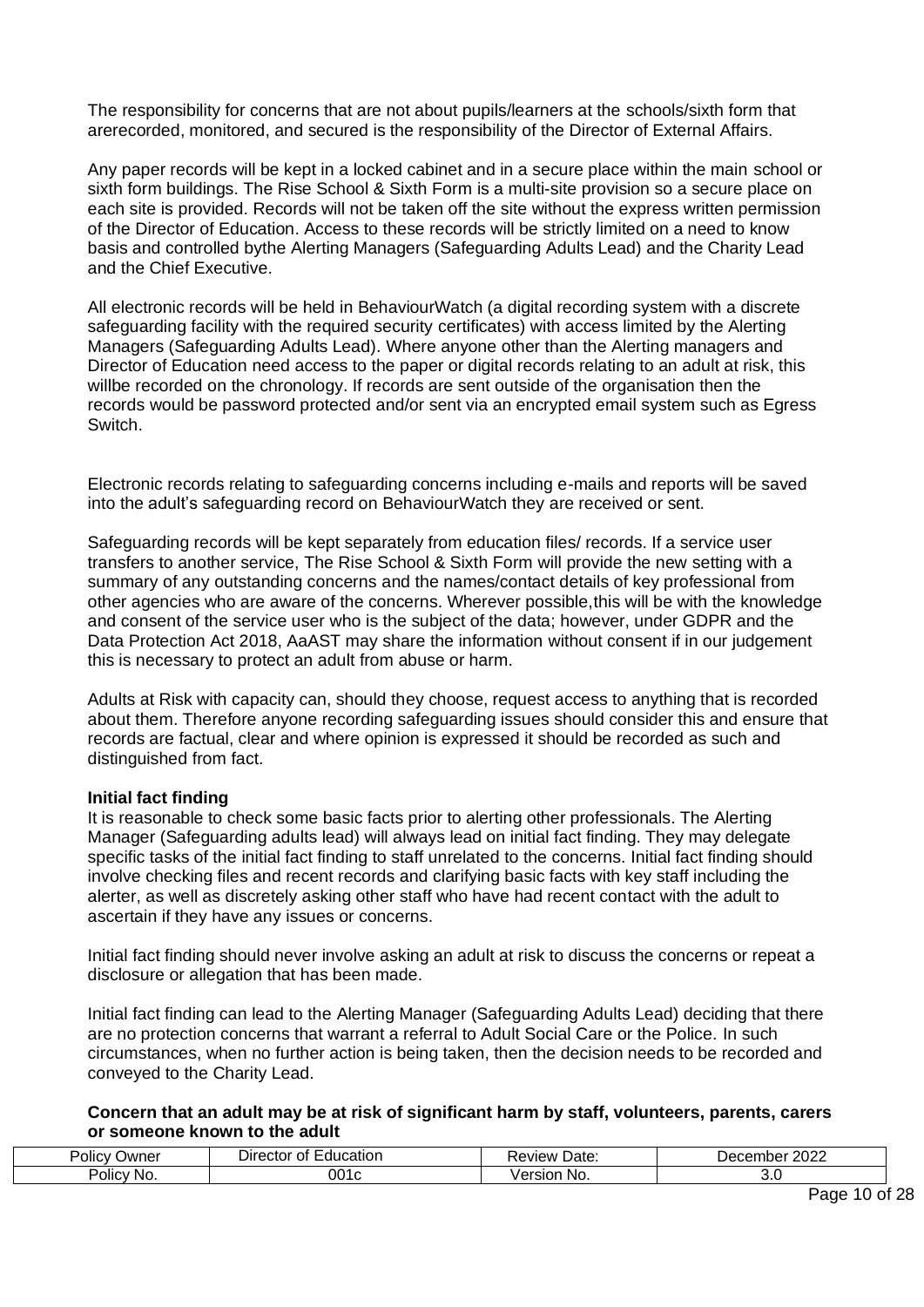The responsibility for concerns that are not about pupils/learners at the schools/sixth form that arerecorded, monitored, and secured is the responsibility of the Director of External Affairs.

Any paper records will be kept in a locked cabinet and in a secure place within the main school or sixth form buildings. The Rise School & Sixth Form is a multi-site provision so a secure place on each site is provided. Records will not be taken off the site without the express written permission of the Director of Education. Access to these records will be strictly limited on a need to know basis and controlled bythe Alerting Managers (Safeguarding Adults Lead) and the Charity Lead and the Chief Executive.

All electronic records will be held in BehaviourWatch (a digital recording system with a discrete safeguarding facility with the required security certificates) with access limited by the Alerting Managers (Safeguarding Adults Lead). Where anyone other than the Alerting managers and Director of Education need access to the paper or digital records relating to an adult at risk, this willbe recorded on the chronology. If records are sent outside of the organisation then the records would be password protected and/or sent via an encrypted email system such as Egress Switch.

Electronic records relating to safeguarding concerns including e-mails and reports will be saved into the adult's safeguarding record on BehaviourWatch they are received or sent.

Safeguarding records will be kept separately from education files/ records. If a service user transfers to another service, The Rise School & Sixth Form will provide the new setting with a summary of any outstanding concerns and the names/contact details of key professional from other agencies who are aware of the concerns. Wherever possible,this will be with the knowledge and consent of the service user who is the subject of the data; however, under GDPR and the Data Protection Act 2018, AaAST may share the information without consent if in our judgement this is necessary to protect an adult from abuse or harm.

Adults at Risk with capacity can, should they choose, request access to anything that is recorded about them. Therefore anyone recording safeguarding issues should consider this and ensure that records are factual, clear and where opinion is expressed it should be recorded as such and distinguished from fact.

**Initial fact finding**

It is reasonable to check some basic facts prior to alerting other professionals. The Alerting Manager (Safeguarding adults lead) will always lead on initial fact finding. They may delegate specific tasks of the initial fact finding to staff unrelated to the concerns. Initial fact finding should involve checking files and recent records and clarifying basic facts with key staff including the alerter, as well as discretely asking other staff who have had recent contact with the adult to ascertain if they have any issues or concerns.

Initial fact finding should never involve asking an adult at risk to discuss the concerns or repeat a disclosure or allegation that has been made.

Initial fact finding can lead to the Alerting Manager (Safeguarding Adults Lead) deciding that there are no protection concerns that warrant a referral to Adult Social Care or the Police. In such circumstances, when no further action is being taken, then the decision needs to be recorded and conveyed to the Charity Lead.

**Concern that an adult may be at risk of significant harm by staff, volunteers, parents, carers or someone known to the adult**

| Policy Owner | Director of Education | Review Date: | December 2022 |
|---|---|---|---|
| Policy No. | 001c | Version No. | 3.0 |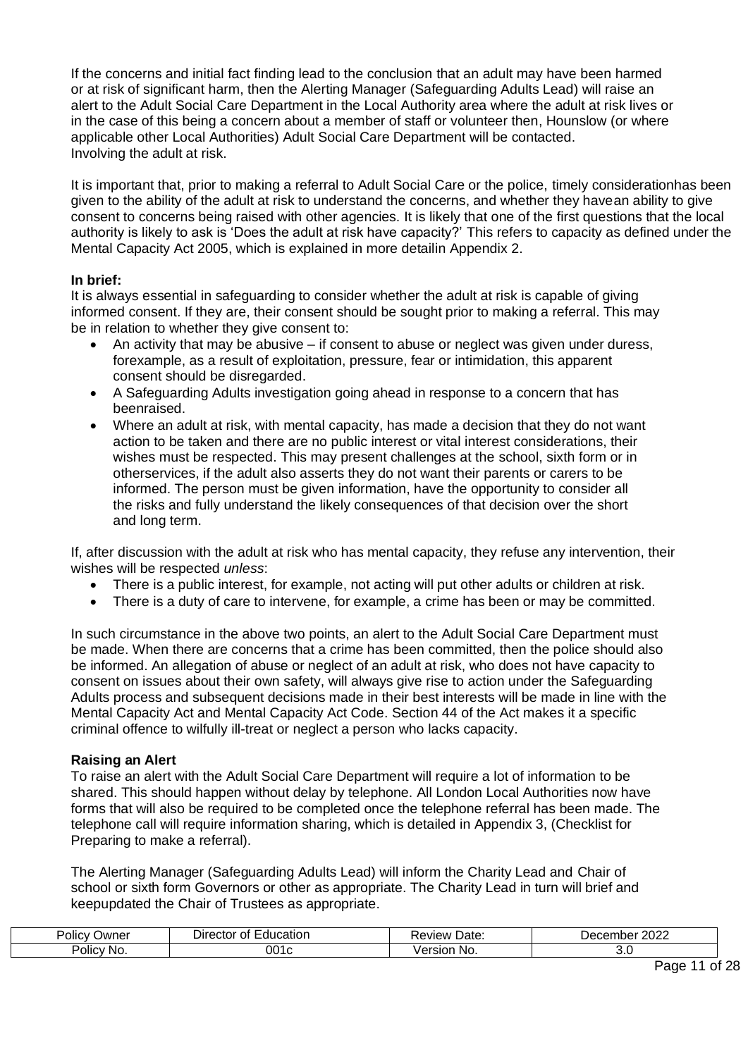If the concerns and initial fact finding lead to the conclusion that an adult may have been harmed or at risk of significant harm, then the Alerting Manager (Safeguarding Adults Lead) will raise an alert to the Adult Social Care Department in the Local Authority area where the adult at risk lives or in the case of this being a concern about a member of staff or volunteer then, Hounslow (or where applicable other Local Authorities) Adult Social Care Department will be contacted.
Involving the adult at risk.

It is important that, prior to making a referral to Adult Social Care or the police, timely considerationhas been given to the ability of the adult at risk to understand the concerns, and whether they havean ability to give consent to concerns being raised with other agencies. It is likely that one of the first questions that the local authority is likely to ask is 'Does the adult at risk have capacity?' This refers to capacity as defined under the Mental Capacity Act 2005, which is explained in more detailin Appendix 2.

**In brief:**
It is always essential in safeguarding to consider whether the adult at risk is capable of giving informed consent. If they are, their consent should be sought prior to making a referral. This may be in relation to whether they give consent to:

- An activity that may be abusive – if consent to abuse or neglect was given under duress, forexample, as a result of exploitation, pressure, fear or intimidation, this apparent consent should be disregarded.
- A Safeguarding Adults investigation going ahead in response to a concern that has beenraised.
- Where an adult at risk, with mental capacity, has made a decision that they do not want action to be taken and there are no public interest or vital interest considerations, their wishes must be respected. This may present challenges at the school, sixth form or in otherservices, if the adult also asserts they do not want their parents or carers to be informed. The person must be given information, have the opportunity to consider all the risks and fully understand the likely consequences of that decision over the short and long term.

If, after discussion with the adult at risk who has mental capacity, they refuse any intervention, their wishes will be respected *unless*:

- There is a public interest, for example, not acting will put other adults or children at risk.
- There is a duty of care to intervene, for example, a crime has been or may be committed.

In such circumstance in the above two points, an alert to the Adult Social Care Department must be made. When there are concerns that a crime has been committed, then the police should also be informed. An allegation of abuse or neglect of an adult at risk, who does not have capacity to consent on issues about their own safety, will always give rise to action under the Safeguarding Adults process and subsequent decisions made in their best interests will be made in line with the Mental Capacity Act and Mental Capacity Act Code. Section 44 of the Act makes it a specific criminal offence to wilfully ill-treat or neglect a person who lacks capacity.

**Raising an Alert**
To raise an alert with the Adult Social Care Department will require a lot of information to be shared. This should happen without delay by telephone. All London Local Authorities now have forms that will also be required to be completed once the telephone referral has been made. The telephone call will require information sharing, which is detailed in Appendix 3, (Checklist for Preparing to make a referral).

The Alerting Manager (Safeguarding Adults Lead) will inform the Charity Lead and Chair of school or sixth form Governors or other as appropriate. The Charity Lead in turn will brief and keepupdated the Chair of Trustees as appropriate.

| Policy Owner | Director of Education | Review Date: | December 2022 |
|---|---|---|---|
| Policy No. | 001c | Version No. | 3.0 |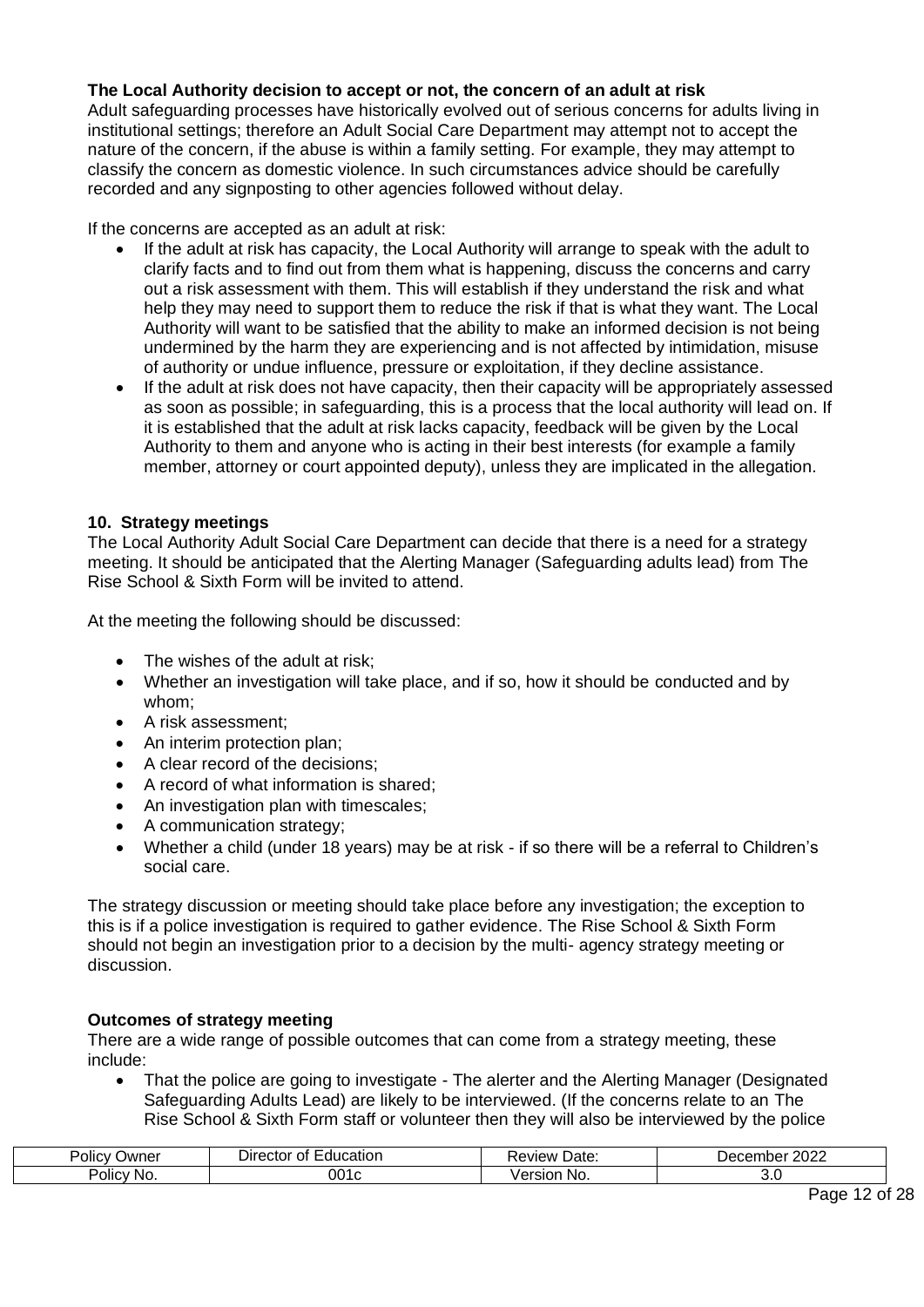**The Local Authority decision to accept or not, the concern of an adult at risk**

Adult safeguarding processes have historically evolved out of serious concerns for adults living in institutional settings; therefore an Adult Social Care Department may attempt not to accept the nature of the concern, if the abuse is within a family setting. For example, they may attempt to classify the concern as domestic violence. In such circumstances advice should be carefully recorded and any signposting to other agencies followed without delay.

If the concerns are accepted as an adult at risk:

- If the adult at risk has capacity, the Local Authority will arrange to speak with the adult to clarify facts and to find out from them what is happening, discuss the concerns and carry out a risk assessment with them. This will establish if they understand the risk and what help they may need to support them to reduce the risk if that is what they want. The Local Authority will want to be satisfied that the ability to make an informed decision is not being undermined by the harm they are experiencing and is not affected by intimidation, misuse of authority or undue influence, pressure or exploitation, if they decline assistance.
- If the adult at risk does not have capacity, then their capacity will be appropriately assessed as soon as possible; in safeguarding, this is a process that the local authority will lead on. If it is established that the adult at risk lacks capacity, feedback will be given by the Local Authority to them and anyone who is acting in their best interests (for example a family member, attorney or court appointed deputy), unless they are implicated in the allegation.

**10. Strategy meetings**

The Local Authority Adult Social Care Department can decide that there is a need for a strategy meeting. It should be anticipated that the Alerting Manager (Safeguarding adults lead) from The Rise School & Sixth Form will be invited to attend.

At the meeting the following should be discussed:

- The wishes of the adult at risk;
- Whether an investigation will take place, and if so, how it should be conducted and by whom;
- A risk assessment;
- An interim protection plan;
- A clear record of the decisions;
- A record of what information is shared;
- An investigation plan with timescales;
- A communication strategy;
- Whether a child (under 18 years) may be at risk - if so there will be a referral to Children's social care.

The strategy discussion or meeting should take place before any investigation; the exception to this is if a police investigation is required to gather evidence. The Rise School & Sixth Form should not begin an investigation prior to a decision by the multi- agency strategy meeting or discussion.

**Outcomes of strategy meeting**

There are a wide range of possible outcomes that can come from a strategy meeting, these include:

- That the police are going to investigate - The alerter and the Alerting Manager (Designated Safeguarding Adults Lead) are likely to be interviewed. (If the concerns relate to an The Rise School & Sixth Form staff or volunteer then they will also be interviewed by the police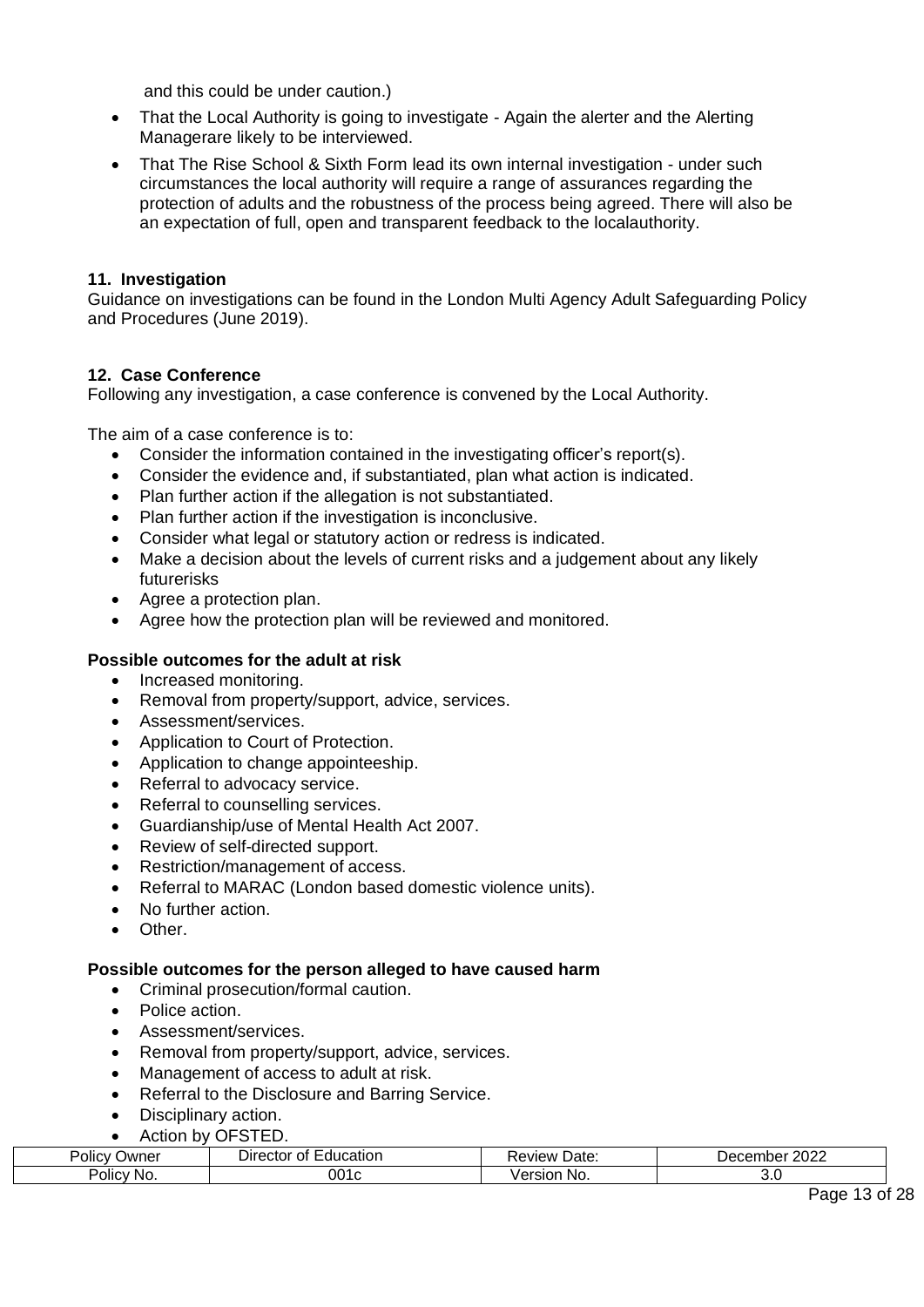and this could be under caution.)

- That the Local Authority is going to investigate - Again the alerter and the Alerting Managerare likely to be interviewed.
- That The Rise School & Sixth Form lead its own internal investigation - under such circumstances the local authority will require a range of assurances regarding the protection of adults and the robustness of the process being agreed. There will also be an expectation of full, open and transparent feedback to the localauthority.

## 11. Investigation

Guidance on investigations can be found in the London Multi Agency Adult Safeguarding Policy and Procedures (June 2019).

## 12. Case Conference

Following any investigation, a case conference is convened by the Local Authority.

The aim of a case conference is to:

- Consider the information contained in the investigating officer's report(s).
- Consider the evidence and, if substantiated, plan what action is indicated.
- Plan further action if the allegation is not substantiated.
- Plan further action if the investigation is inconclusive.
- Consider what legal or statutory action or redress is indicated.
- Make a decision about the levels of current risks and a judgement about any likely futurerisks
- Agree a protection plan.
- Agree how the protection plan will be reviewed and monitored.

### Possible outcomes for the adult at risk

- Increased monitoring.
- Removal from property/support, advice, services.
- Assessment/services.
- Application to Court of Protection.
- Application to change appointeeship.
- Referral to advocacy service.
- Referral to counselling services.
- Guardianship/use of Mental Health Act 2007.
- Review of self-directed support.
- Restriction/management of access.
- Referral to MARAC (London based domestic violence units).
- No further action.
- Other.

### Possible outcomes for the person alleged to have caused harm

- Criminal prosecution/formal caution.
- Police action.
- Assessment/services.
- Removal from property/support, advice, services.
- Management of access to adult at risk.
- Referral to the Disclosure and Barring Service.
- Disciplinary action.
- Action by OFSTED.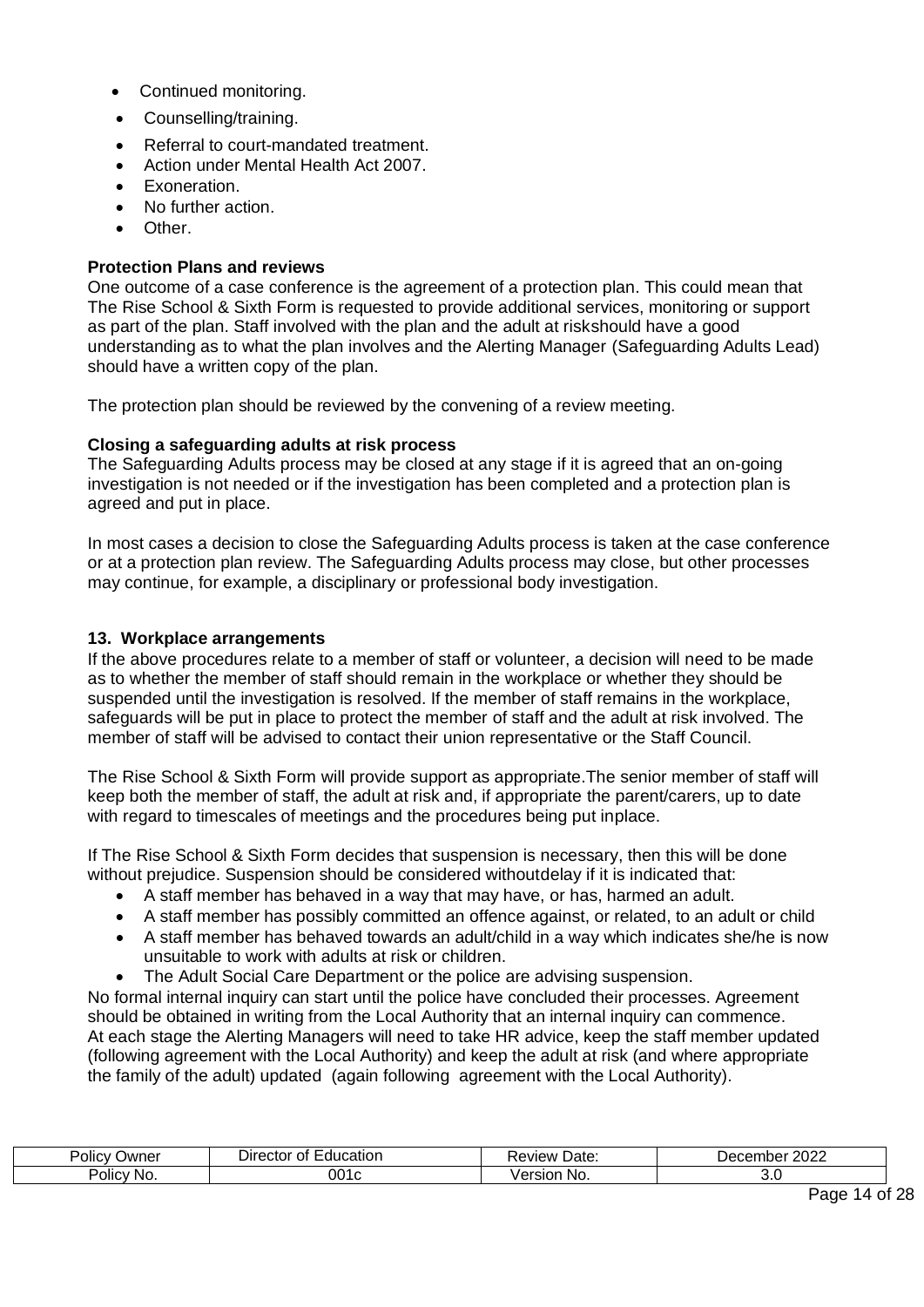- Continued monitoring.
- Counselling/training.
- Referral to court-mandated treatment.
- Action under Mental Health Act 2007.
- Exoneration.
- No further action.
- Other.

**Protection Plans and reviews**

One outcome of a case conference is the agreement of a protection plan. This could mean that The Rise School & Sixth Form is requested to provide additional services, monitoring or support as part of the plan. Staff involved with the plan and the adult at riskshould have a good understanding as to what the plan involves and the Alerting Manager (Safeguarding Adults Lead) should have a written copy of the plan.

The protection plan should be reviewed by the convening of a review meeting.

**Closing a safeguarding adults at risk process**

The Safeguarding Adults process may be closed at any stage if it is agreed that an on-going investigation is not needed or if the investigation has been completed and a protection plan is agreed and put in place.

In most cases a decision to close the Safeguarding Adults process is taken at the case conference or at a protection plan review. The Safeguarding Adults process may close, but other processes may continue, for example, a disciplinary or professional body investigation.

## 13. Workplace arrangements

If the above procedures relate to a member of staff or volunteer, a decision will need to be made as to whether the member of staff should remain in the workplace or whether they should be suspended until the investigation is resolved. If the member of staff remains in the workplace, safeguards will be put in place to protect the member of staff and the adult at risk involved. The member of staff will be advised to contact their union representative or the Staff Council.

The Rise School & Sixth Form will provide support as appropriate.The senior member of staff will keep both the member of staff, the adult at risk and, if appropriate the parent/carers, up to date with regard to timescales of meetings and the procedures being put inplace.

If The Rise School & Sixth Form decides that suspension is necessary, then this will be done without prejudice. Suspension should be considered withoutdelay if it is indicated that:

- A staff member has behaved in a way that may have, or has, harmed an adult.
- A staff member has possibly committed an offence against, or related, to an adult or child
- A staff member has behaved towards an adult/child in a way which indicates she/he is now unsuitable to work with adults at risk or children.
- The Adult Social Care Department or the police are advising suspension.

No formal internal inquiry can start until the police have concluded their processes. Agreement should be obtained in writing from the Local Authority that an internal inquiry can commence. At each stage the Alerting Managers will need to take HR advice, keep the staff member updated (following agreement with the Local Authority) and keep the adult at risk (and where appropriate the family of the adult) updated (again following agreement with the Local Authority).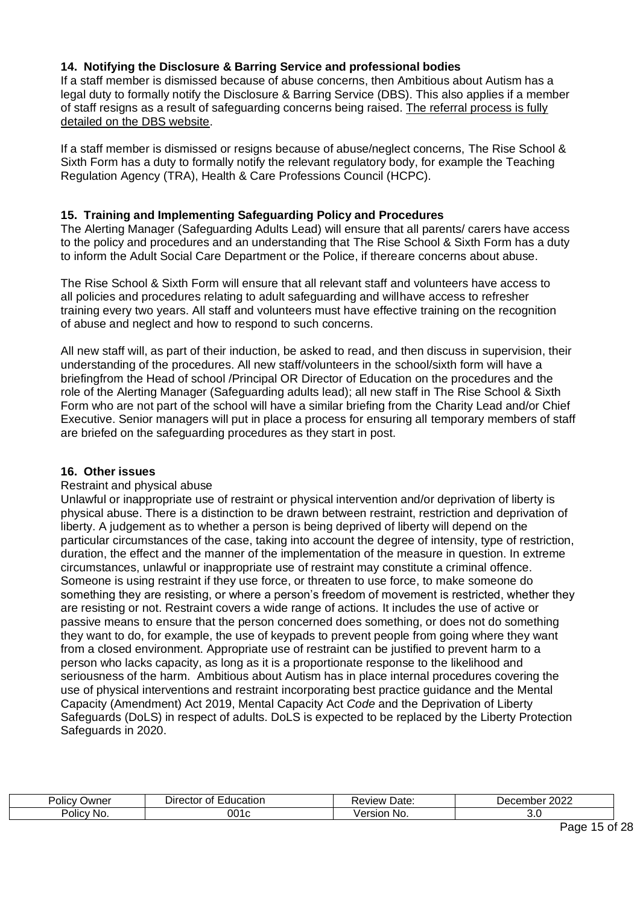### 14. Notifying the Disclosure & Barring Service and professional bodies

If a staff member is dismissed because of abuse concerns, then Ambitious about Autism has a legal duty to formally notify the Disclosure & Barring Service (DBS). This also applies if a member of staff resigns as a result of safeguarding concerns being raised. The referral process is fully detailed on the DBS website.

If a staff member is dismissed or resigns because of abuse/neglect concerns, The Rise School & Sixth Form has a duty to formally notify the relevant regulatory body, for example the Teaching Regulation Agency (TRA), Health & Care Professions Council (HCPC).

### 15. Training and Implementing Safeguarding Policy and Procedures

The Alerting Manager (Safeguarding Adults Lead) will ensure that all parents/ carers have access to the policy and procedures and an understanding that The Rise School & Sixth Form has a duty to inform the Adult Social Care Department or the Police, if thereare concerns about abuse.

The Rise School & Sixth Form will ensure that all relevant staff and volunteers have access to all policies and procedures relating to adult safeguarding and willhave access to refresher training every two years. All staff and volunteers must have effective training on the recognition of abuse and neglect and how to respond to such concerns.

All new staff will, as part of their induction, be asked to read, and then discuss in supervision, their understanding of the procedures. All new staff/volunteers in the school/sixth form will have a briefingfrom the Head of school /Principal OR Director of Education on the procedures and the role of the Alerting Manager (Safeguarding adults lead); all new staff in The Rise School & Sixth Form who are not part of the school will have a similar briefing from the Charity Lead and/or Chief Executive. Senior managers will put in place a process for ensuring all temporary members of staff are briefed on the safeguarding procedures as they start in post.

### 16. Other issues

Restraint and physical abuse

Unlawful or inappropriate use of restraint or physical intervention and/or deprivation of liberty is physical abuse. There is a distinction to be drawn between restraint, restriction and deprivation of liberty. A judgement as to whether a person is being deprived of liberty will depend on the particular circumstances of the case, taking into account the degree of intensity, type of restriction, duration, the effect and the manner of the implementation of the measure in question. In extreme circumstances, unlawful or inappropriate use of restraint may constitute a criminal offence. Someone is using restraint if they use force, or threaten to use force, to make someone do something they are resisting, or where a person's freedom of movement is restricted, whether they are resisting or not. Restraint covers a wide range of actions. It includes the use of active or passive means to ensure that the person concerned does something, or does not do something they want to do, for example, the use of keypads to prevent people from going where they want from a closed environment. Appropriate use of restraint can be justified to prevent harm to a person who lacks capacity, as long as it is a proportionate response to the likelihood and seriousness of the harm. Ambitious about Autism has in place internal procedures covering the use of physical interventions and restraint incorporating best practice guidance and the Mental Capacity (Amendment) Act 2019, Mental Capacity Act *Code* and the Deprivation of Liberty Safeguards (DoLS) in respect of adults. DoLS is expected to be replaced by the Liberty Protection Safeguards in 2020.

| Policy Owner | Director of Education | Review Date: | December 2022 |
|---|---|---|---|
| Policy No. | 001c | Version No. | 3.0 |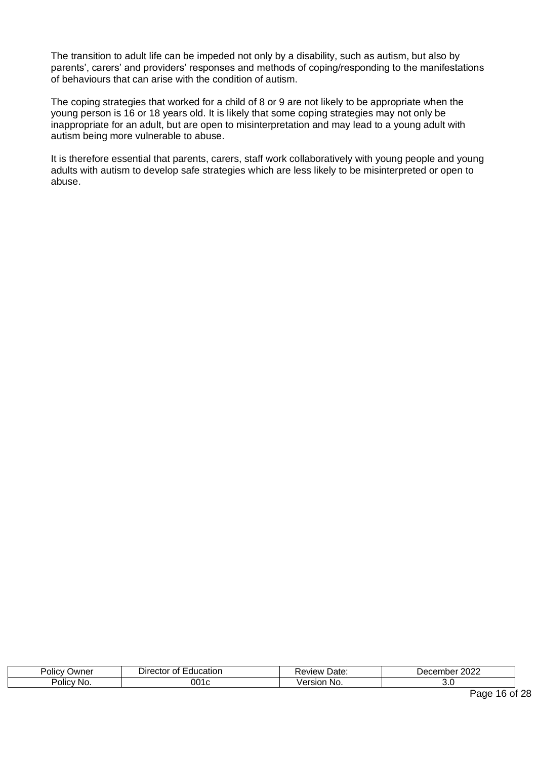The transition to adult life can be impeded not only by a disability, such as autism, but also by parents', carers' and providers' responses and methods of coping/responding to the manifestations of behaviours that can arise with the condition of autism.

The coping strategies that worked for a child of 8 or 9 are not likely to be appropriate when the young person is 16 or 18 years old. It is likely that some coping strategies may not only be inappropriate for an adult, but are open to misinterpretation and may lead to a young adult with autism being more vulnerable to abuse.

It is therefore essential that parents, carers, staff work collaboratively with young people and young adults with autism to develop safe strategies which are less likely to be misinterpreted or open to abuse.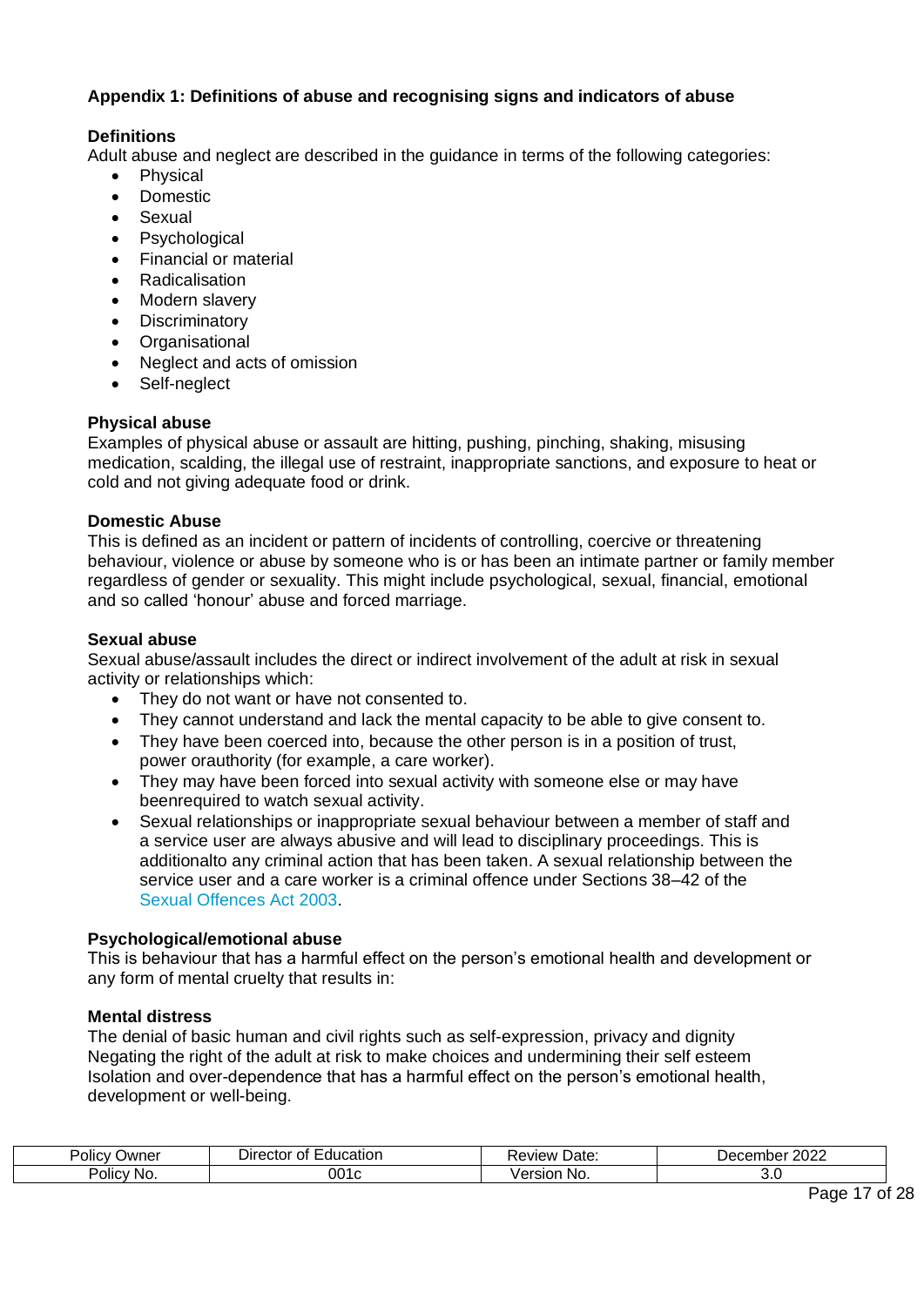### Appendix 1: Definitions of abuse and recognising signs and indicators of abuse

**Definitions**

Adult abuse and neglect are described in the guidance in terms of the following categories:

- Physical
- Domestic
- Sexual
- Psychological
- Financial or material
- Radicalisation
- Modern slavery
- Discriminatory
- Organisational
- Neglect and acts of omission
- Self-neglect

**Physical abuse**

Examples of physical abuse or assault are hitting, pushing, pinching, shaking, misusing medication, scalding, the illegal use of restraint, inappropriate sanctions, and exposure to heat or cold and not giving adequate food or drink.

**Domestic Abuse**

This is defined as an incident or pattern of incidents of controlling, coercive or threatening behaviour, violence or abuse by someone who is or has been an intimate partner or family member regardless of gender or sexuality. This might include psychological, sexual, financial, emotional and so called 'honour' abuse and forced marriage.

**Sexual abuse**

Sexual abuse/assault includes the direct or indirect involvement of the adult at risk in sexual activity or relationships which:

- They do not want or have not consented to.
- They cannot understand and lack the mental capacity to be able to give consent to.
- They have been coerced into, because the other person is in a position of trust, power orauthority (for example, a care worker).
- They may have been forced into sexual activity with someone else or may have beenrequired to watch sexual activity.
- Sexual relationships or inappropriate sexual behaviour between a member of staff and a service user are always abusive and will lead to disciplinary proceedings. This is additionalto any criminal action that has been taken. A sexual relationship between the service user and a care worker is a criminal offence under Sections 38–42 of the Sexual Offences Act 2003.

**Psychological/emotional abuse**

This is behaviour that has a harmful effect on the person's emotional health and development or any form of mental cruelty that results in:

**Mental distress**

The denial of basic human and civil rights such as self-expression, privacy and dignity
Negating the right of the adult at risk to make choices and undermining their self esteem
Isolation and over-dependence that has a harmful effect on the person's emotional health, development or well-being.

| Policy Owner | Director of Education | Review Date: | December 2022 |
|---|---|---|---|
| Policy No. | 001c | Version No. | 3.0 |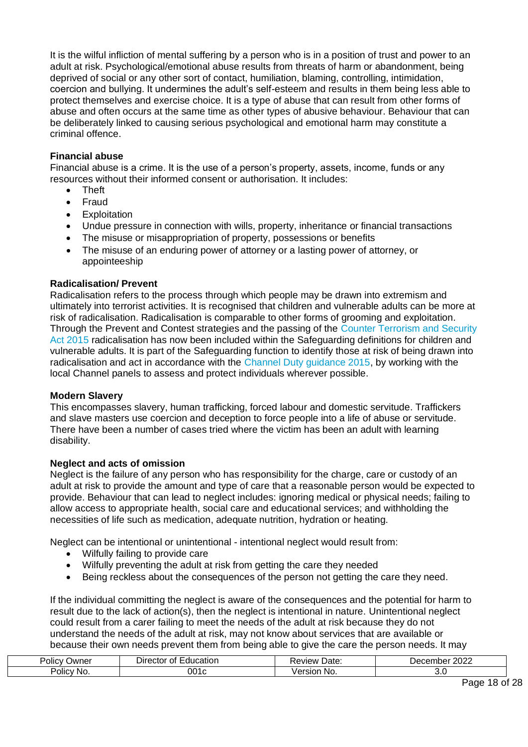It is the wilful infliction of mental suffering by a person who is in a position of trust and power to an adult at risk. Psychological/emotional abuse results from threats of harm or abandonment, being deprived of social or any other sort of contact, humiliation, blaming, controlling, intimidation, coercion and bullying. It undermines the adult's self-esteem and results in them being less able to protect themselves and exercise choice. It is a type of abuse that can result from other forms of abuse and often occurs at the same time as other types of abusive behaviour. Behaviour that can be deliberately linked to causing serious psychological and emotional harm may constitute a criminal offence.

**Financial abuse**
Financial abuse is a crime. It is the use of a person's property, assets, income, funds or any resources without their informed consent or authorisation. It includes:

- Theft
- Fraud
- Exploitation
- Undue pressure in connection with wills, property, inheritance or financial transactions
- The misuse or misappropriation of property, possessions or benefits
- The misuse of an enduring power of attorney or a lasting power of attorney, or appointeeship

**Radicalisation/ Prevent**
Radicalisation refers to the process through which people may be drawn into extremism and ultimately into terrorist activities. It is recognised that children and vulnerable adults can be more at risk of radicalisation. Radicalisation is comparable to other forms of grooming and exploitation. Through the Prevent and Contest strategies and the passing of the Counter Terrorism and Security Act 2015 radicalisation has now been included within the Safeguarding definitions for children and vulnerable adults. It is part of the Safeguarding function to identify those at risk of being drawn into radicalisation and act in accordance with the Channel Duty guidance 2015, by working with the local Channel panels to assess and protect individuals wherever possible.

**Modern Slavery**
This encompasses slavery, human trafficking, forced labour and domestic servitude. Traffickers and slave masters use coercion and deception to force people into a life of abuse or servitude. There have been a number of cases tried where the victim has been an adult with learning disability.

**Neglect and acts of omission**
Neglect is the failure of any person who has responsibility for the charge, care or custody of an adult at risk to provide the amount and type of care that a reasonable person would be expected to provide. Behaviour that can lead to neglect includes: ignoring medical or physical needs; failing to allow access to appropriate health, social care and educational services; and withholding the necessities of life such as medication, adequate nutrition, hydration or heating.

Neglect can be intentional or unintentional - intentional neglect would result from:

- Wilfully failing to provide care
- Wilfully preventing the adult at risk from getting the care they needed
- Being reckless about the consequences of the person not getting the care they need.

If the individual committing the neglect is aware of the consequences and the potential for harm to result due to the lack of action(s), then the neglect is intentional in nature. Unintentional neglect could result from a carer failing to meet the needs of the adult at risk because they do not understand the needs of the adult at risk, may not know about services that are available or because their own needs prevent them from being able to give the care the person needs. It may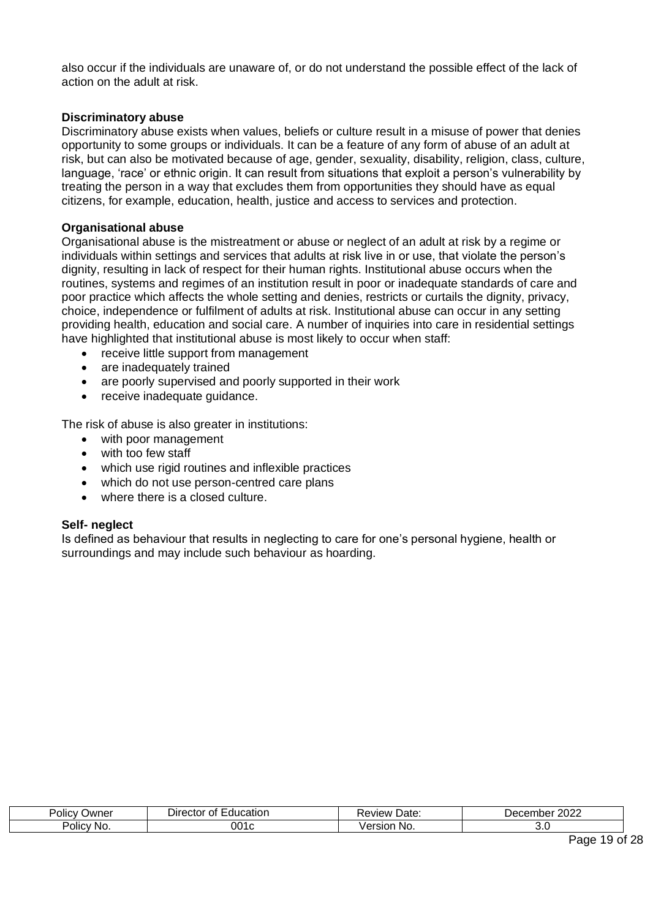also occur if the individuals are unaware of, or do not understand the possible effect of the lack of action on the adult at risk.

**Discriminatory abuse**
Discriminatory abuse exists when values, beliefs or culture result in a misuse of power that denies opportunity to some groups or individuals. It can be a feature of any form of abuse of an adult at risk, but can also be motivated because of age, gender, sexuality, disability, religion, class, culture, language, 'race' or ethnic origin. It can result from situations that exploit a person's vulnerability by treating the person in a way that excludes them from opportunities they should have as equal citizens, for example, education, health, justice and access to services and protection.

**Organisational abuse**
Organisational abuse is the mistreatment or abuse or neglect of an adult at risk by a regime or individuals within settings and services that adults at risk live in or use, that violate the person's dignity, resulting in lack of respect for their human rights. Institutional abuse occurs when the routines, systems and regimes of an institution result in poor or inadequate standards of care and poor practice which affects the whole setting and denies, restricts or curtails the dignity, privacy, choice, independence or fulfilment of adults at risk. Institutional abuse can occur in any setting providing health, education and social care. A number of inquiries into care in residential settings have highlighted that institutional abuse is most likely to occur when staff:

- receive little support from management
- are inadequately trained
- are poorly supervised and poorly supported in their work
- receive inadequate guidance.

The risk of abuse is also greater in institutions:

- with poor management
- with too few staff
- which use rigid routines and inflexible practices
- which do not use person-centred care plans
- where there is a closed culture.

**Self- neglect**
Is defined as behaviour that results in neglecting to care for one's personal hygiene, health or surroundings and may include such behaviour as hoarding.

| Policy Owner | Director of Education | Review Date: | December 2022 |
|---|---|---|---|
| Policy No. | 001c | Version No. | 3.0 |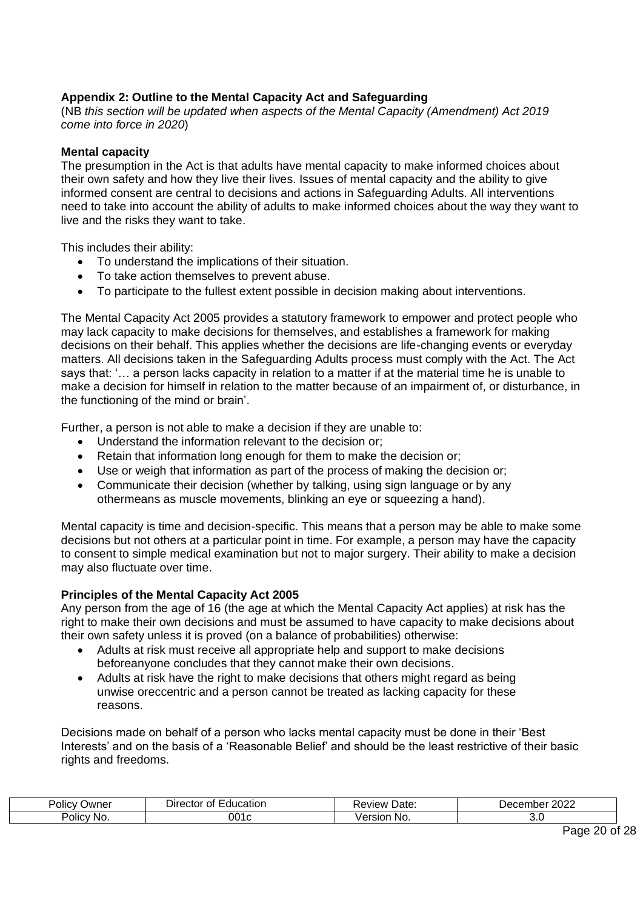**Appendix 2: Outline to the Mental Capacity Act and Safeguarding**

(NB *this section will be updated when aspects of the Mental Capacity (Amendment) Act 2019 come into force in 2020*)

**Mental capacity**

The presumption in the Act is that adults have mental capacity to make informed choices about their own safety and how they live their lives. Issues of mental capacity and the ability to give informed consent are central to decisions and actions in Safeguarding Adults. All interventions need to take into account the ability of adults to make informed choices about the way they want to live and the risks they want to take.

This includes their ability:

- To understand the implications of their situation.
- To take action themselves to prevent abuse.
- To participate to the fullest extent possible in decision making about interventions.

The Mental Capacity Act 2005 provides a statutory framework to empower and protect people who may lack capacity to make decisions for themselves, and establishes a framework for making decisions on their behalf. This applies whether the decisions are life-changing events or everyday matters. All decisions taken in the Safeguarding Adults process must comply with the Act. The Act says that: '… a person lacks capacity in relation to a matter if at the material time he is unable to make a decision for himself in relation to the matter because of an impairment of, or disturbance, in the functioning of the mind or brain'.

Further, a person is not able to make a decision if they are unable to:

- Understand the information relevant to the decision or;
- Retain that information long enough for them to make the decision or;
- Use or weigh that information as part of the process of making the decision or;
- Communicate their decision (whether by talking, using sign language or by any othermeans as muscle movements, blinking an eye or squeezing a hand).

Mental capacity is time and decision-specific. This means that a person may be able to make some decisions but not others at a particular point in time. For example, a person may have the capacity to consent to simple medical examination but not to major surgery. Their ability to make a decision may also fluctuate over time.

**Principles of the Mental Capacity Act 2005**

Any person from the age of 16 (the age at which the Mental Capacity Act applies) at risk has the right to make their own decisions and must be assumed to have capacity to make decisions about their own safety unless it is proved (on a balance of probabilities) otherwise:

- Adults at risk must receive all appropriate help and support to make decisions beforeanyone concludes that they cannot make their own decisions.
- Adults at risk have the right to make decisions that others might regard as being unwise oreccentric and a person cannot be treated as lacking capacity for these reasons.

Decisions made on behalf of a person who lacks mental capacity must be done in their 'Best Interests' and on the basis of a 'Reasonable Belief' and should be the least restrictive of their basic rights and freedoms.

| Policy Owner | Director of Education | Review Date: | December 2022 |
|---|---|---|---|
| Policy No. | 001c | Version No. | 3.0 |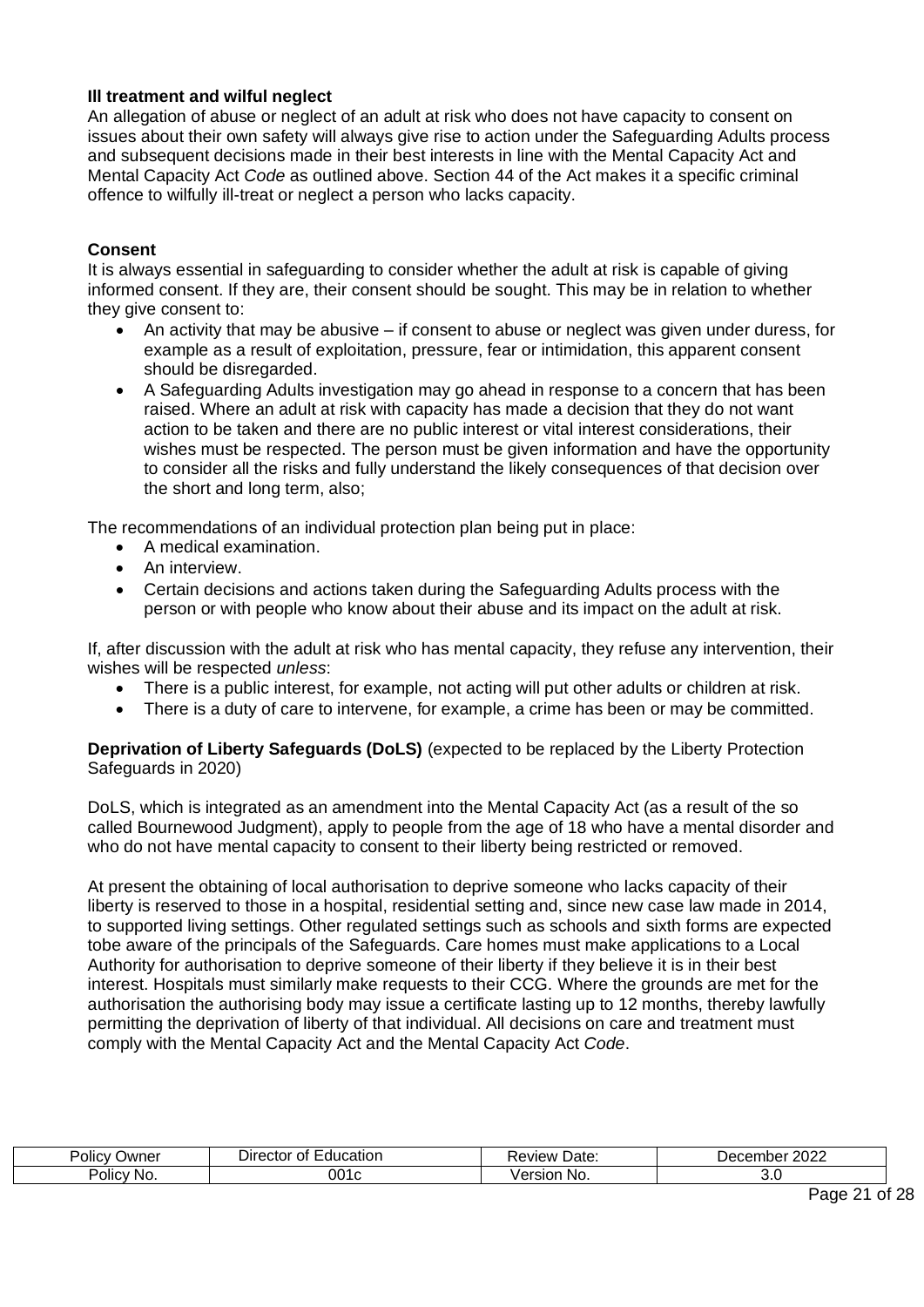**Ill treatment and wilful neglect**

An allegation of abuse or neglect of an adult at risk who does not have capacity to consent on issues about their own safety will always give rise to action under the Safeguarding Adults process and subsequent decisions made in their best interests in line with the Mental Capacity Act and Mental Capacity Act *Code* as outlined above. Section 44 of the Act makes it a specific criminal offence to wilfully ill-treat or neglect a person who lacks capacity.

**Consent**

It is always essential in safeguarding to consider whether the adult at risk is capable of giving informed consent. If they are, their consent should be sought. This may be in relation to whether they give consent to:

- An activity that may be abusive – if consent to abuse or neglect was given under duress, for example as a result of exploitation, pressure, fear or intimidation, this apparent consent should be disregarded.
- A Safeguarding Adults investigation may go ahead in response to a concern that has been raised. Where an adult at risk with capacity has made a decision that they do not want action to be taken and there are no public interest or vital interest considerations, their wishes must be respected. The person must be given information and have the opportunity to consider all the risks and fully understand the likely consequences of that decision over the short and long term, also;

The recommendations of an individual protection plan being put in place:

- A medical examination.
- An interview.
- Certain decisions and actions taken during the Safeguarding Adults process with the person or with people who know about their abuse and its impact on the adult at risk.

If, after discussion with the adult at risk who has mental capacity, they refuse any intervention, their wishes will be respected *unless*:

- There is a public interest, for example, not acting will put other adults or children at risk.
- There is a duty of care to intervene, for example, a crime has been or may be committed.

**Deprivation of Liberty Safeguards (DoLS)** (expected to be replaced by the Liberty Protection Safeguards in 2020)

DoLS, which is integrated as an amendment into the Mental Capacity Act (as a result of the so called Bournewood Judgment), apply to people from the age of 18 who have a mental disorder and who do not have mental capacity to consent to their liberty being restricted or removed.

At present the obtaining of local authorisation to deprive someone who lacks capacity of their liberty is reserved to those in a hospital, residential setting and, since new case law made in 2014, to supported living settings. Other regulated settings such as schools and sixth forms are expected tobe aware of the principals of the Safeguards. Care homes must make applications to a Local Authority for authorisation to deprive someone of their liberty if they believe it is in their best interest. Hospitals must similarly make requests to their CCG. Where the grounds are met for the authorisation the authorising body may issue a certificate lasting up to 12 months, thereby lawfully permitting the deprivation of liberty of that individual. All decisions on care and treatment must comply with the Mental Capacity Act and the Mental Capacity Act *Code*.

| Policy Owner | Director of Education | Review Date: | December 2022 |
|---|---|---|---|
| Policy No. | 001c | Version No. | 3.0 |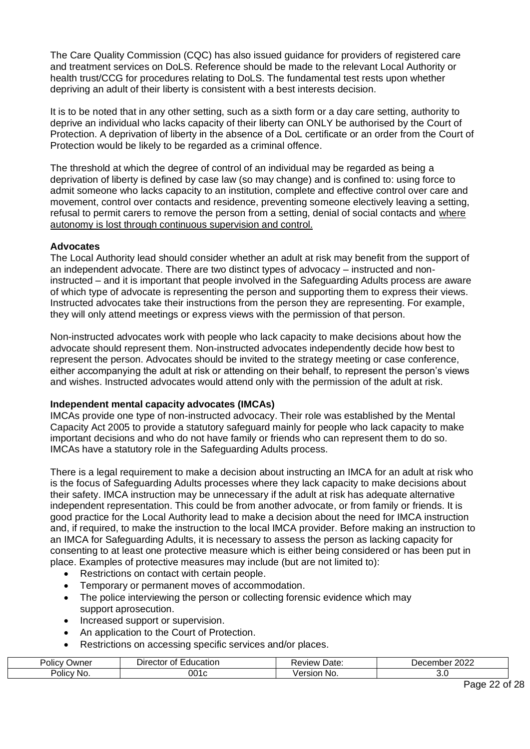The Care Quality Commission (CQC) has also issued guidance for providers of registered care and treatment services on DoLS. Reference should be made to the relevant Local Authority or health trust/CCG for procedures relating to DoLS. The fundamental test rests upon whether depriving an adult of their liberty is consistent with a best interests decision.

It is to be noted that in any other setting, such as a sixth form or a day care setting, authority to deprive an individual who lacks capacity of their liberty can ONLY be authorised by the Court of Protection. A deprivation of liberty in the absence of a DoL certificate or an order from the Court of Protection would be likely to be regarded as a criminal offence.

The threshold at which the degree of control of an individual may be regarded as being a deprivation of liberty is defined by case law (so may change) and is confined to: using force to admit someone who lacks capacity to an institution, complete and effective control over care and movement, control over contacts and residence, preventing someone electively leaving a setting, refusal to permit carers to remove the person from a setting, denial of social contacts and <u>where autonomy is lost through continuous supervision and control.</u>

**Advocates**

The Local Authority lead should consider whether an adult at risk may benefit from the support of an independent advocate. There are two distinct types of advocacy – instructed and non-instructed – and it is important that people involved in the Safeguarding Adults process are aware of which type of advocate is representing the person and supporting them to express their views. Instructed advocates take their instructions from the person they are representing. For example, they will only attend meetings or express views with the permission of that person.

Non-instructed advocates work with people who lack capacity to make decisions about how the advocate should represent them. Non-instructed advocates independently decide how best to represent the person. Advocates should be invited to the strategy meeting or case conference, either accompanying the adult at risk or attending on their behalf, to represent the person's views and wishes. Instructed advocates would attend only with the permission of the adult at risk.

**Independent mental capacity advocates (IMCAs)**

IMCAs provide one type of non-instructed advocacy. Their role was established by the Mental Capacity Act 2005 to provide a statutory safeguard mainly for people who lack capacity to make important decisions and who do not have family or friends who can represent them to do so. IMCAs have a statutory role in the Safeguarding Adults process.

There is a legal requirement to make a decision about instructing an IMCA for an adult at risk who is the focus of Safeguarding Adults processes where they lack capacity to make decisions about their safety. IMCA instruction may be unnecessary if the adult at risk has adequate alternative independent representation. This could be from another advocate, or from family or friends. It is good practice for the Local Authority lead to make a decision about the need for IMCA instruction and, if required, to make the instruction to the local IMCA provider. Before making an instruction to an IMCA for Safeguarding Adults, it is necessary to assess the person as lacking capacity for consenting to at least one protective measure which is either being considered or has been put in place. Examples of protective measures may include (but are not limited to):

- Restrictions on contact with certain people.
- Temporary or permanent moves of accommodation.
- The police interviewing the person or collecting forensic evidence which may support aprosecution.
- Increased support or supervision.
- An application to the Court of Protection.
- Restrictions on accessing specific services and/or places.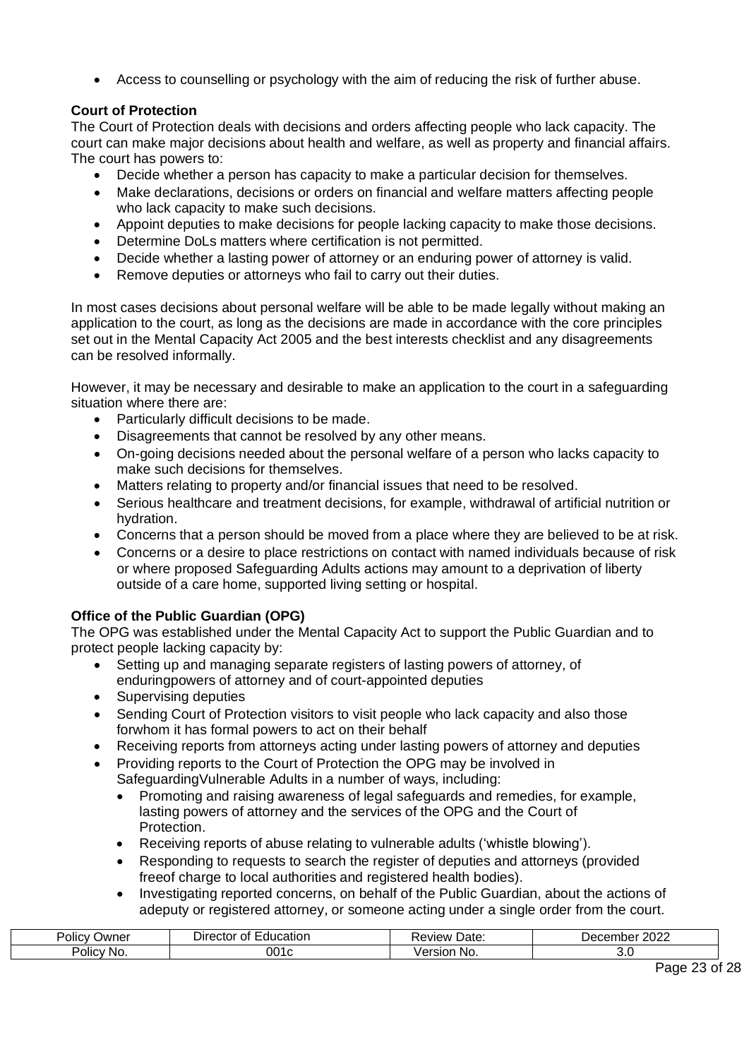- Access to counselling or psychology with the aim of reducing the risk of further abuse.

**Court of Protection**

The Court of Protection deals with decisions and orders affecting people who lack capacity. The court can make major decisions about health and welfare, as well as property and financial affairs. The court has powers to:

- Decide whether a person has capacity to make a particular decision for themselves.
- Make declarations, decisions or orders on financial and welfare matters affecting people who lack capacity to make such decisions.
- Appoint deputies to make decisions for people lacking capacity to make those decisions.
- Determine DoLs matters where certification is not permitted.
- Decide whether a lasting power of attorney or an enduring power of attorney is valid.
- Remove deputies or attorneys who fail to carry out their duties.

In most cases decisions about personal welfare will be able to be made legally without making an application to the court, as long as the decisions are made in accordance with the core principles set out in the Mental Capacity Act 2005 and the best interests checklist and any disagreements can be resolved informally.

However, it may be necessary and desirable to make an application to the court in a safeguarding situation where there are:

- Particularly difficult decisions to be made.
- Disagreements that cannot be resolved by any other means.
- On-going decisions needed about the personal welfare of a person who lacks capacity to make such decisions for themselves.
- Matters relating to property and/or financial issues that need to be resolved.
- Serious healthcare and treatment decisions, for example, withdrawal of artificial nutrition or hydration.
- Concerns that a person should be moved from a place where they are believed to be at risk.
- Concerns or a desire to place restrictions on contact with named individuals because of risk or where proposed Safeguarding Adults actions may amount to a deprivation of liberty outside of a care home, supported living setting or hospital.

**Office of the Public Guardian (OPG)**

The OPG was established under the Mental Capacity Act to support the Public Guardian and to protect people lacking capacity by:

- Setting up and managing separate registers of lasting powers of attorney, of enduringpowers of attorney and of court-appointed deputies
- Supervising deputies
- Sending Court of Protection visitors to visit people who lack capacity and also those forwhom it has formal powers to act on their behalf
- Receiving reports from attorneys acting under lasting powers of attorney and deputies
- Providing reports to the Court of Protection the OPG may be involved in SafeguardingVulnerable Adults in a number of ways, including:
  - Promoting and raising awareness of legal safeguards and remedies, for example, lasting powers of attorney and the services of the OPG and the Court of Protection.
  - Receiving reports of abuse relating to vulnerable adults ('whistle blowing').
  - Responding to requests to search the register of deputies and attorneys (provided freeof charge to local authorities and registered health bodies).
  - Investigating reported concerns, on behalf of the Public Guardian, about the actions of adeputy or registered attorney, or someone acting under a single order from the court.

| Policy Owner | Director of Education | Review Date: | December 2022 |
|---|---|---|---|
| Policy No. | 001c | Version No. | 3.0 |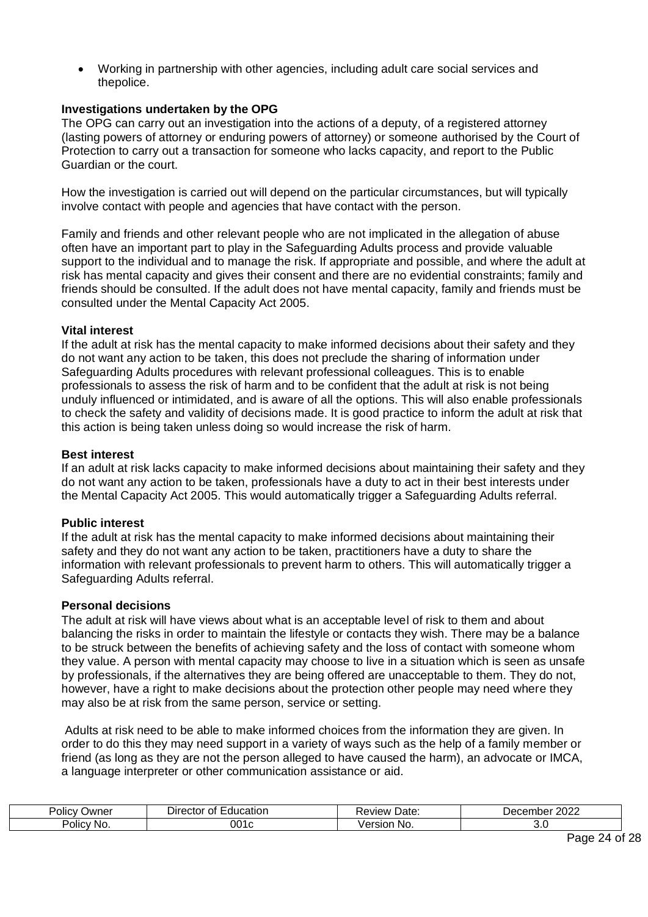- Working in partnership with other agencies, including adult care social services and thepolice.

**Investigations undertaken by the OPG**

The OPG can carry out an investigation into the actions of a deputy, of a registered attorney (lasting powers of attorney or enduring powers of attorney) or someone authorised by the Court of Protection to carry out a transaction for someone who lacks capacity, and report to the Public Guardian or the court.

How the investigation is carried out will depend on the particular circumstances, but will typically involve contact with people and agencies that have contact with the person.

Family and friends and other relevant people who are not implicated in the allegation of abuse often have an important part to play in the Safeguarding Adults process and provide valuable support to the individual and to manage the risk. If appropriate and possible, and where the adult at risk has mental capacity and gives their consent and there are no evidential constraints; family and friends should be consulted. If the adult does not have mental capacity, family and friends must be consulted under the Mental Capacity Act 2005.

**Vital interest**

If the adult at risk has the mental capacity to make informed decisions about their safety and they do not want any action to be taken, this does not preclude the sharing of information under Safeguarding Adults procedures with relevant professional colleagues. This is to enable professionals to assess the risk of harm and to be confident that the adult at risk is not being unduly influenced or intimidated, and is aware of all the options. This will also enable professionals to check the safety and validity of decisions made. It is good practice to inform the adult at risk that this action is being taken unless doing so would increase the risk of harm.

**Best interest**

If an adult at risk lacks capacity to make informed decisions about maintaining their safety and they do not want any action to be taken, professionals have a duty to act in their best interests under the Mental Capacity Act 2005. This would automatically trigger a Safeguarding Adults referral.

**Public interest**

If the adult at risk has the mental capacity to make informed decisions about maintaining their safety and they do not want any action to be taken, practitioners have a duty to share the information with relevant professionals to prevent harm to others. This will automatically trigger a Safeguarding Adults referral.

**Personal decisions**

The adult at risk will have views about what is an acceptable level of risk to them and about balancing the risks in order to maintain the lifestyle or contacts they wish. There may be a balance to be struck between the benefits of achieving safety and the loss of contact with someone whom they value. A person with mental capacity may choose to live in a situation which is seen as unsafe by professionals, if the alternatives they are being offered are unacceptable to them. They do not, however, have a right to make decisions about the protection other people may need where they may also be at risk from the same person, service or setting.

Adults at risk need to be able to make informed choices from the information they are given. In order to do this they may need support in a variety of ways such as the help of a family member or friend (as long as they are not the person alleged to have caused the harm), an advocate or IMCA, a language interpreter or other communication assistance or aid.

| Policy Owner | Director of Education | Review Date: | December 2022 |
|---|---|---|---|
| Policy No. | 001c | Version No. | 3.0 |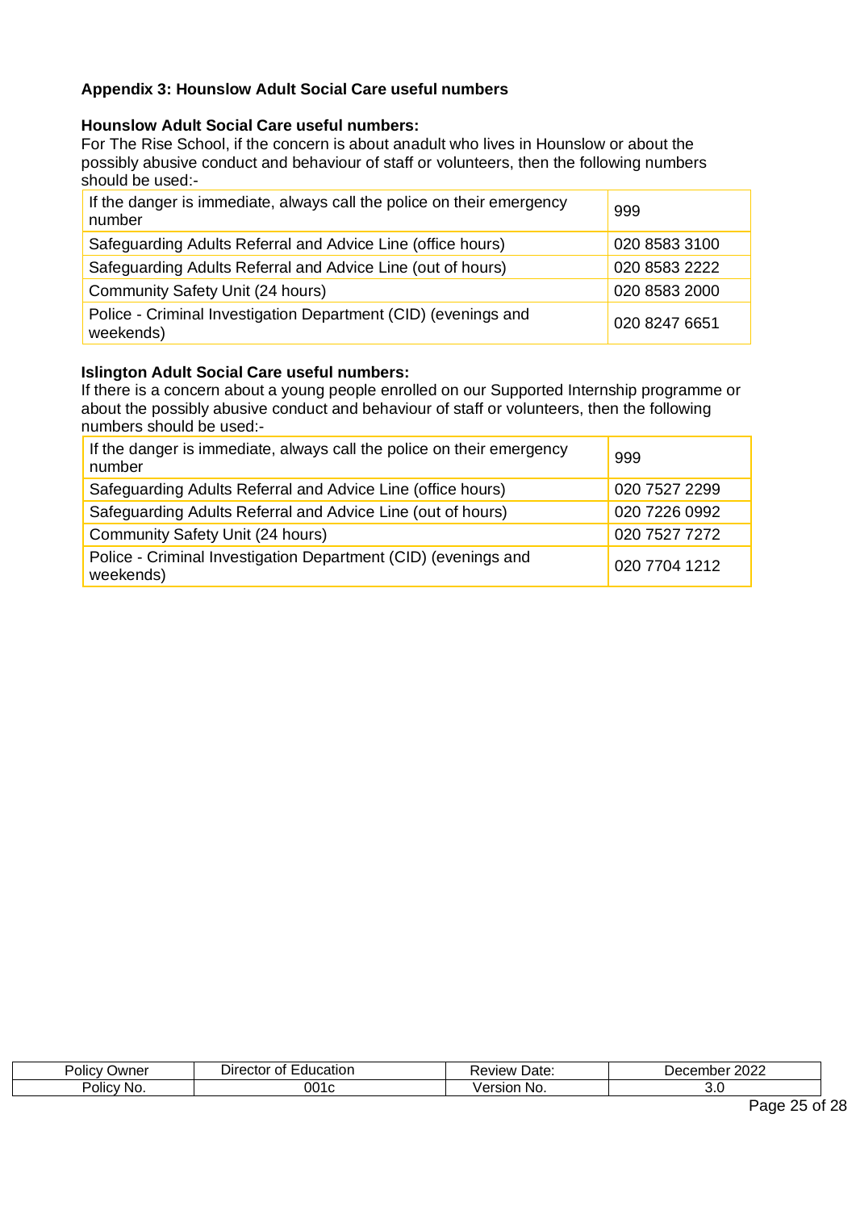### Appendix 3: Hounslow Adult Social Care useful numbers

**Hounslow Adult Social Care useful numbers:**

For The Rise School, if the concern is about anadult who lives in Hounslow or about the possibly abusive conduct and behaviour of staff or volunteers, then the following numbers should be used:-

| | |
|---|---|
| If the danger is immediate, always call the police on their emergency number | 999 |
| Safeguarding Adults Referral and Advice Line (office hours) | 020 8583 3100 |
| Safeguarding Adults Referral and Advice Line (out of hours) | 020 8583 2222 |
| Community Safety Unit (24 hours) | 020 8583 2000 |
| Police - Criminal Investigation Department (CID) (evenings and weekends) | 020 8247 6651 |

**Islington Adult Social Care useful numbers:**

If there is a concern about a young people enrolled on our Supported Internship programme or about the possibly abusive conduct and behaviour of staff or volunteers, then the following numbers should be used:-

| | |
|---|---|
| If the danger is immediate, always call the police on their emergency number | 999 |
| Safeguarding Adults Referral and Advice Line (office hours) | 020 7527 2299 |
| Safeguarding Adults Referral and Advice Line (out of hours) | 020 7226 0992 |
| Community Safety Unit (24 hours) | 020 7527 7272 |
| Police - Criminal Investigation Department (CID) (evenings and weekends) | 020 7704 1212 |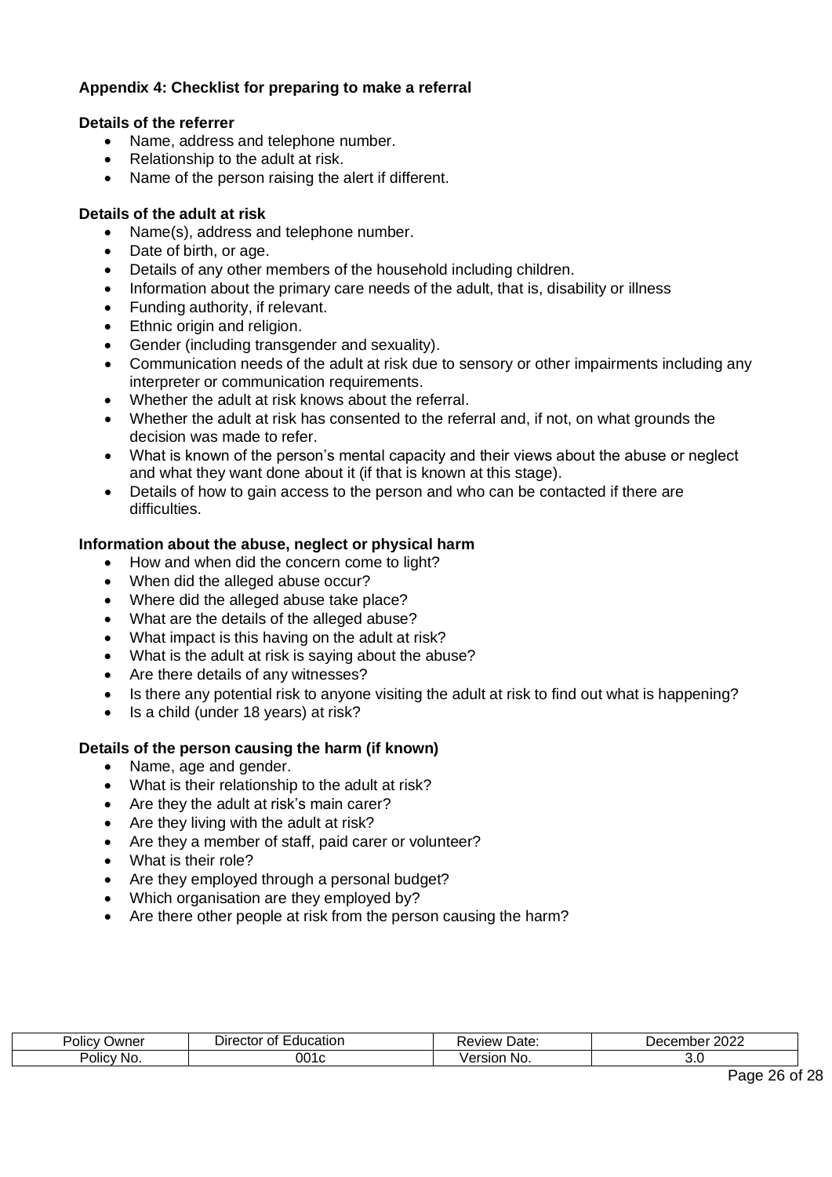## Appendix 4: Checklist for preparing to make a referral

**Details of the referrer**

- Name, address and telephone number.
- Relationship to the adult at risk.
- Name of the person raising the alert if different.

**Details of the adult at risk**

- Name(s), address and telephone number.
- Date of birth, or age.
- Details of any other members of the household including children.
- Information about the primary care needs of the adult, that is, disability or illness
- Funding authority, if relevant.
- Ethnic origin and religion.
- Gender (including transgender and sexuality).
- Communication needs of the adult at risk due to sensory or other impairments including any interpreter or communication requirements.
- Whether the adult at risk knows about the referral.
- Whether the adult at risk has consented to the referral and, if not, on what grounds the decision was made to refer.
- What is known of the person's mental capacity and their views about the abuse or neglect and what they want done about it (if that is known at this stage).
- Details of how to gain access to the person and who can be contacted if there are difficulties.

**Information about the abuse, neglect or physical harm**

- How and when did the concern come to light?
- When did the alleged abuse occur?
- Where did the alleged abuse take place?
- What are the details of the alleged abuse?
- What impact is this having on the adult at risk?
- What is the adult at risk is saying about the abuse?
- Are there details of any witnesses?
- Is there any potential risk to anyone visiting the adult at risk to find out what is happening?
- Is a child (under 18 years) at risk?

**Details of the person causing the harm (if known)**

- Name, age and gender.
- What is their relationship to the adult at risk?
- Are they the adult at risk's main carer?
- Are they living with the adult at risk?
- Are they a member of staff, paid carer or volunteer?
- What is their role?
- Are they employed through a personal budget?
- Which organisation are they employed by?
- Are there other people at risk from the person causing the harm?

| Policy Owner | Director of Education | Review Date: | December 2022 |
|---|---|---|---|
| Policy No. | 001c | Version No. | 3.0 |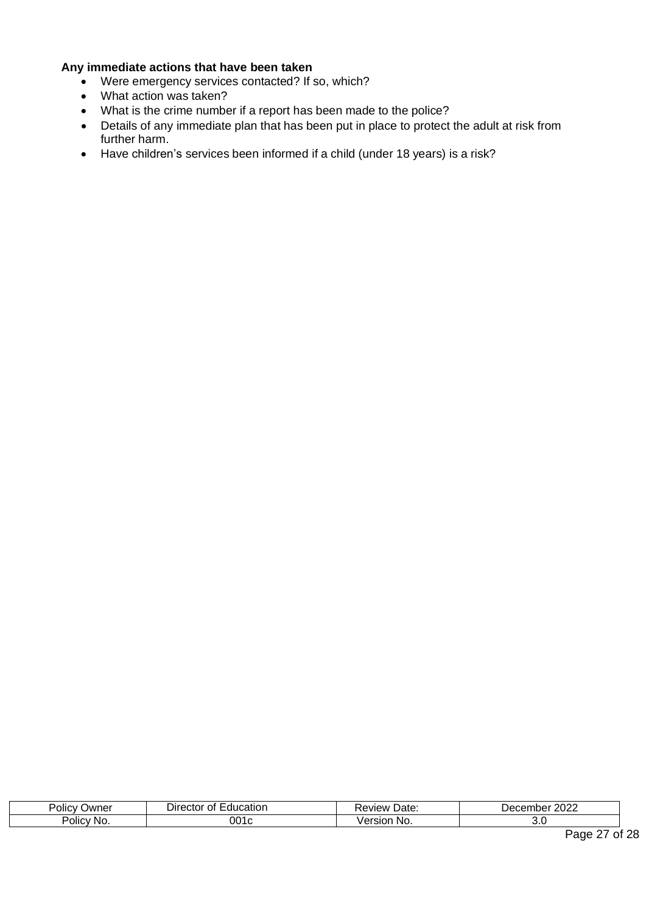**Any immediate actions that have been taken**

- Were emergency services contacted? If so, which?
- What action was taken?
- What is the crime number if a report has been made to the police?
- Details of any immediate plan that has been put in place to protect the adult at risk from further harm.
- Have children's services been informed if a child (under 18 years) is a risk?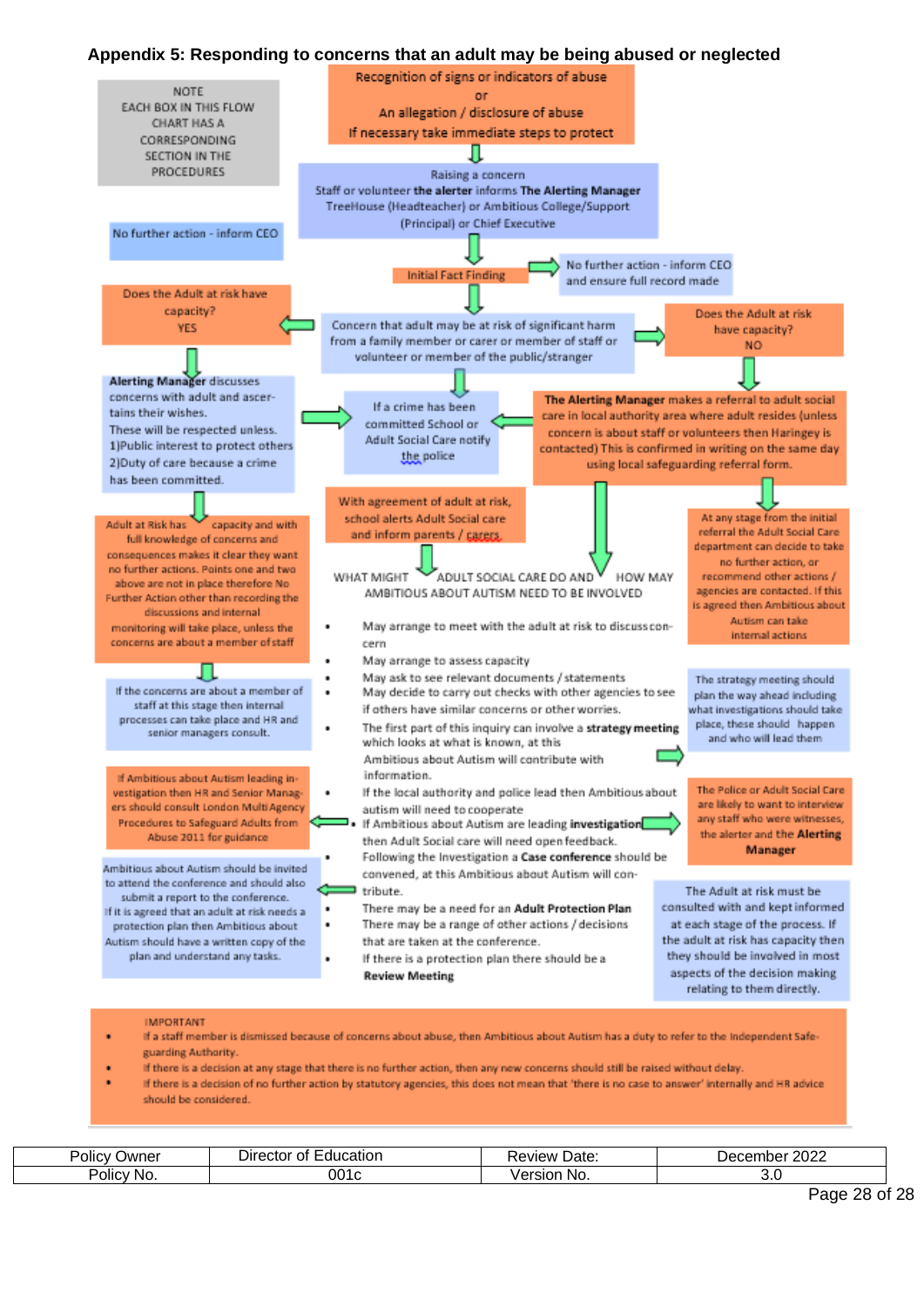### Appendix 5: Responding to concerns that an adult may be being abused or neglected

NOTE
EACH BOX IN THIS FLOW CHART HAS A CORRESPONDING SECTION IN THE PROCEDURES

Recognition of signs or indicators of abuse
or
An allegation / disclosure of abuse
If necessary take immediate steps to protect

Raising a concern
Staff or volunteer **the alerter** informs **The Alerting Manager** TreeHouse (Headteacher) or Ambitious College/Support (Principal) or Chief Executive

No further action - inform CEO

Initial Fact Finding

No further action - inform CEO and ensure full record made

Does the Adult at risk have capacity?
YES

Concern that adult may be at risk of significant harm from a family member or carer or member of staff or volunteer or member of the public/stranger

Does the Adult at risk have capacity?
NO

**Alerting Manager** discusses concerns with adult and ascertains their wishes.
These will be respected unless.
1)Public interest to protect others
2)Duty of care because a crime has been committed.

If a crime has been committed School or Adult Social Care notify the police

**The Alerting Manager** makes a referral to adult social care in local authority area where adult resides (unless concern is about staff or volunteers then Haringey is contacted) This is confirmed in writing on the same day using local safeguarding referral form.

Adult at Risk has capacity and with full knowledge of concerns and consequences makes it clear they want no further actions. Points one and two above are not in place therefore No Further Action other than recording the discussions and internal monitoring will take place, unless the concerns are about a member of staff

With agreement of adult at risk, school alerts Adult Social care and inform parents / carers.

At any stage from the initial referral the Adult Social Care department can decide to take no further action, or recommend other actions / agencies are contacted. If this is agreed then Ambitious about Autism can take internal actions

If the concerns are about a member of staff at this stage then internal processes can take place, and HR and senior managers consult.

WHAT MIGHT ADULT SOCIAL CARE DO AND HOW MAY AMBITIOUS ABOUT AUTISM NEED TO BE INVOLVED

- May arrange to meet with the adult at risk to discuss concern
- May arrange to assess capacity
- May ask to see relevant documents / statements
- May decide to carry out checks with other agencies to see if others have similar concerns or other worries.
- The first part of this inquiry can involve a **strategy meeting** which looks at what is known, at this Ambitious about Autism will contribute with information.
- If the local authority and police lead then Ambitious about autism will need to cooperate
- If Ambitious about Autism are leading **investigation** then Adult Social care will need open feedback.
- Following the Investigation a **Case conference** should be convened, at this Ambitious about Autism will contribute.
- There may be a need for an **Adult Protection Plan**
- There may be a range of other actions / decisions that are taken at the conference.
- If there is a protection plan there should be a **Review Meeting**

The strategy meeting should plan the way ahead including what investigations should take place, these should happen and who will lead them

If Ambitious about Autism leading investigation then HR and Senior Managers should consult London Multi Agency Procedures to Safeguard Adults from Abuse 2011 for guidance

The Police or Adult Social Care are likely to want to interview any staff who were witnesses, the alerter and the **Alerting Manager**

Ambitious about Autism should be invited to attend the conference and should also submit a report to the conference.
If it is agreed that an adult at risk needs a protection plan then Ambitious about Autism should have a written copy of the plan and understand any tasks.

The Adult at risk must be consulted with and kept informed at each stage of the process. If the adult at risk has capacity then they should be involved in most aspects of the decision making relating to them directly.

IMPORTANT

- If a staff member is dismissed because of concerns about abuse, then Ambitious about Autism has a duty to refer to the Independent Safeguarding Authority.
- If there is a decision at any stage that there is no further action, then any new concerns should still be raised without delay.
- If there is a decision of no further action by statutory agencies, this does not mean that 'there is no case to answer' internally and HR advice should be considered.

| | | | |
|---|---|---|---|
| Policy Owner | Director of Education | Review Date: | December 2022 |
| Policy No. | 001c | Version No. | 3.0 |